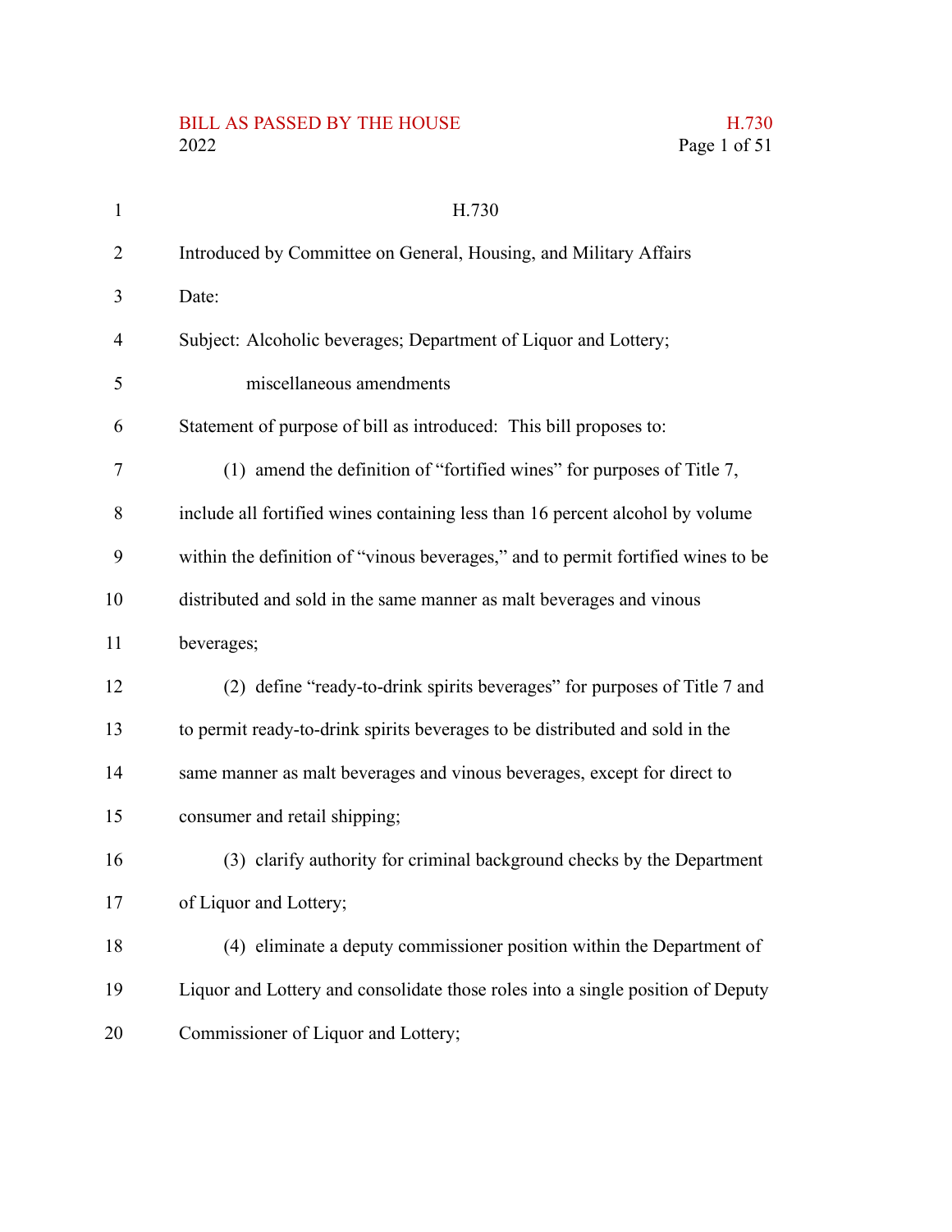H.730

Introduced by Committee on General, Housing, and Military Affairs

Date:

Subject: Alcoholic beverages; Department of Liquor and Lottery; miscellaneous amendments

Statement of purpose of bill as introduced: This bill proposes to:

(1) amend the definition of "fortified wines" for purposes of Title 7, include all fortified wines containing less than 16 percent alcohol by volume within the definition of "vinous beverages," and to permit fortified wines to be distributed and sold in the same manner as malt beverages and vinous beverages;

(2) define "ready-to-drink spirits beverages" for purposes of Title 7 and to permit ready-to-drink spirits beverages to be distributed and sold in the same manner as malt beverages and vinous beverages, except for direct to consumer and retail shipping;

(3) clarify authority for criminal background checks by the Department of Liquor and Lottery;

(4) eliminate a deputy commissioner position within the Department of Liquor and Lottery and consolidate those roles into a single position of Deputy Commissioner of Liquor and Lottery;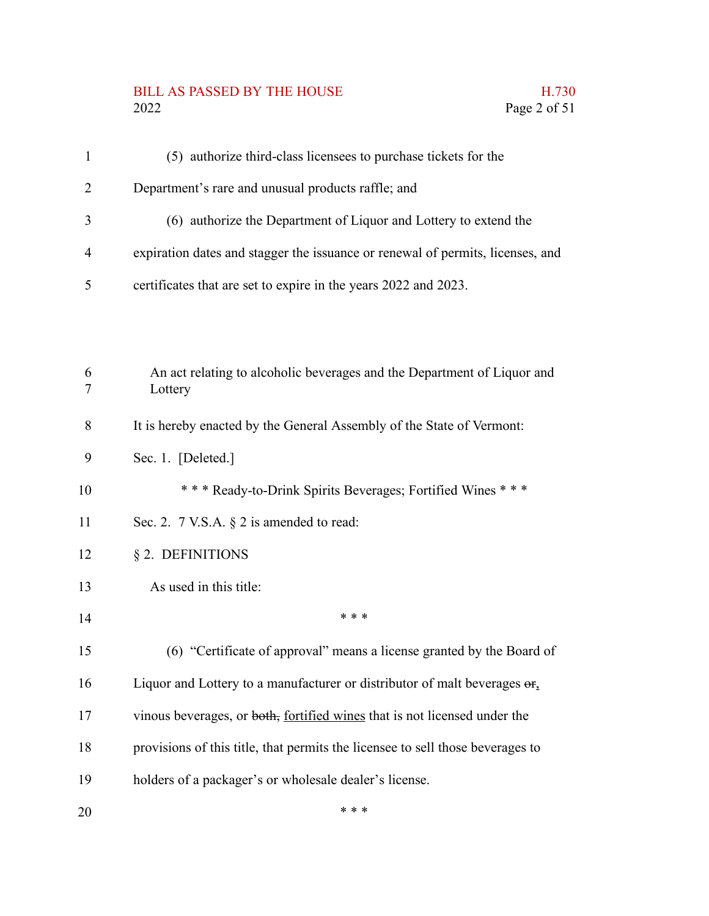(5) authorize third-class licensees to purchase tickets for the Department's rare and unusual products raffle; and

(6) authorize the Department of Liquor and Lottery to extend the expiration dates and stagger the issuance or renewal of permits, licenses, and certificates that are set to expire in the years 2022 and 2023.

An act relating to alcoholic beverages and the Department of Liquor and Lottery

It is hereby enacted by the General Assembly of the State of Vermont:

Sec. 1. [Deleted.]

\* \* \* Ready-to-Drink Spirits Beverages; Fortified Wines \* \* \*

Sec. 2. 7 V.S.A. § 2 is amended to read:

§ 2. DEFINITIONS

As used in this title:

\* \* \*

(6) "Certificate of approval" means a license granted by the Board of Liquor and Lottery to a manufacturer or distributor of malt beverages ~~or~~, vinous beverages, or ~~both,~~ fortified wines that is not licensed under the provisions of this title, that permits the licensee to sell those beverages to holders of a packager's or wholesale dealer's license.

\* \* \*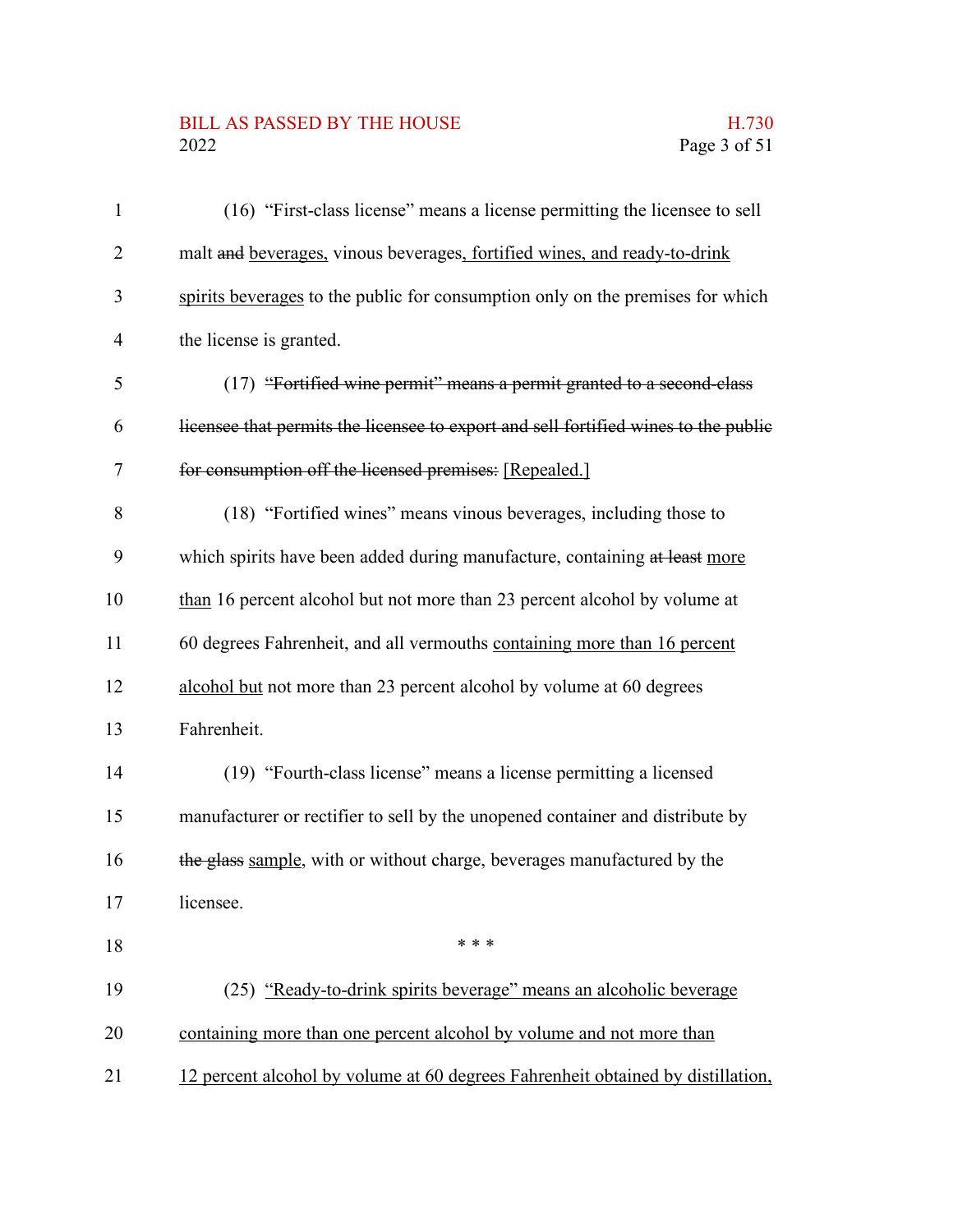(16) "First-class license" means a license permitting the licensee to sell malt ~~and~~ beverages, vinous beverages, fortified wines, and ready-to-drink spirits beverages to the public for consumption only on the premises for which the license is granted.

(17) ~~"Fortified wine permit" means a permit granted to a second-class licensee that permits the licensee to export and sell fortified wines to the public for consumption off the licensed premises.~~ [Repealed.]

(18) "Fortified wines" means vinous beverages, including those to which spirits have been added during manufacture, containing ~~at least~~ more than 16 percent alcohol but not more than 23 percent alcohol by volume at 60 degrees Fahrenheit, and all vermouths containing more than 16 percent alcohol but not more than 23 percent alcohol by volume at 60 degrees Fahrenheit.

(19) "Fourth-class license" means a license permitting a licensed manufacturer or rectifier to sell by the unopened container and distribute by ~~the glass~~ sample, with or without charge, beverages manufactured by the licensee.

\* \* \*

(25) "Ready-to-drink spirits beverage" means an alcoholic beverage containing more than one percent alcohol by volume and not more than 12 percent alcohol by volume at 60 degrees Fahrenheit obtained by distillation,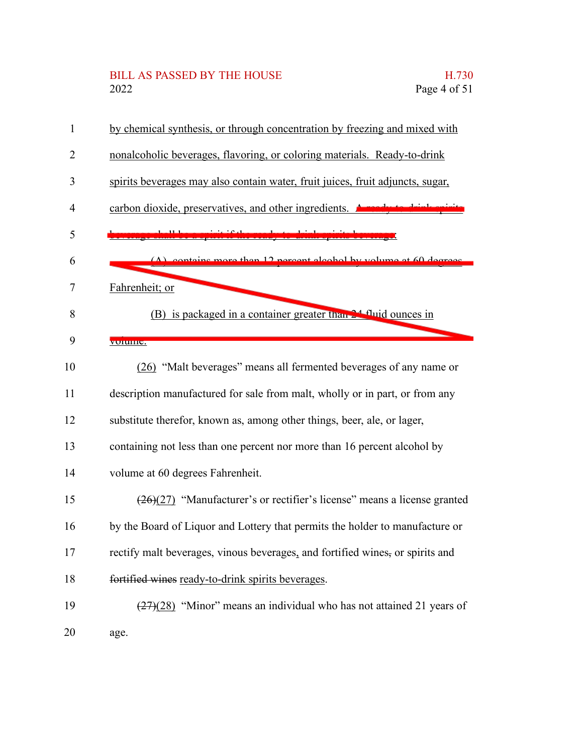by chemical synthesis, or through concentration by freezing and mixed with nonalcoholic beverages, flavoring, or coloring materials. Ready-to-drink spirits beverages may also contain water, fruit juices, fruit adjuncts, sugar, carbon dioxide, preservatives, and other ingredients. ~~A ready-to-drink spirits beverage shall be a spirit if the ready-to-drink spirits beverage:~~

~~(A) contains more than 12 percent alcohol by volume at 60 degrees Fahrenheit; or~~

~~(B) is packaged in a container greater than 24 fluid ounces in volume.~~

(26) "Malt beverages" means all fermented beverages of any name or description manufactured for sale from malt, wholly or in part, or from any substitute therefor, known as, among other things, beer, ale, or lager, containing not less than one percent nor more than 16 percent alcohol by volume at 60 degrees Fahrenheit.

~~(26)~~(27) "Manufacturer's or rectifier's license" means a license granted by the Board of Liquor and Lottery that permits the holder to manufacture or rectify malt beverages, vinous beverages, and fortified wines~~,~~ or spirits and ~~fortified wines~~ ready-to-drink spirits beverages.

~~(27)~~(28) "Minor" means an individual who has not attained 21 years of age.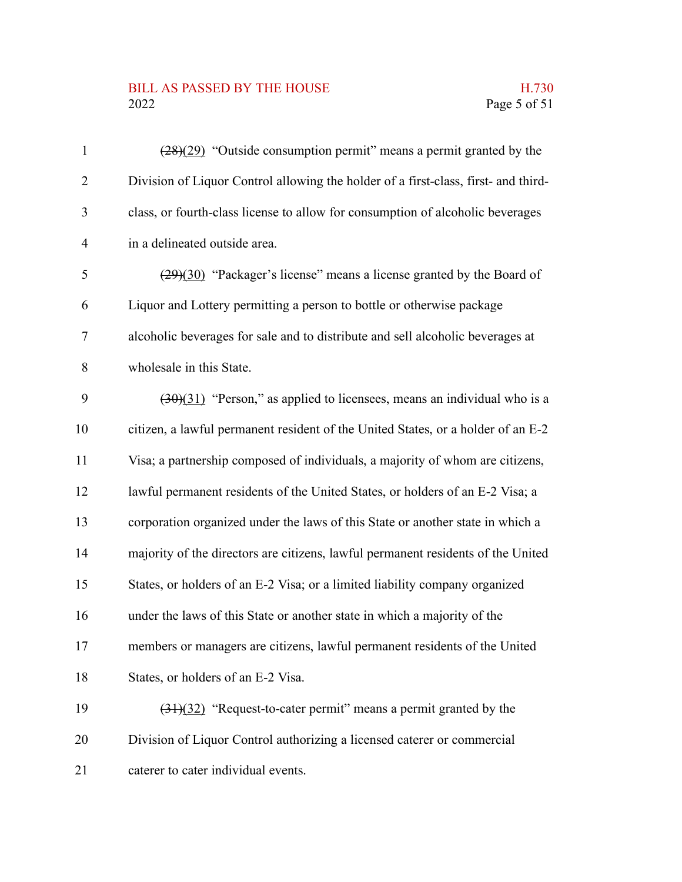~~(28)~~(29) "Outside consumption permit" means a permit granted by the Division of Liquor Control allowing the holder of a first-class, first- and third-class, or fourth-class license to allow for consumption of alcoholic beverages in a delineated outside area.

~~(29)~~(30) "Packager's license" means a license granted by the Board of Liquor and Lottery permitting a person to bottle or otherwise package alcoholic beverages for sale and to distribute and sell alcoholic beverages at wholesale in this State.

~~(30)~~(31) "Person," as applied to licensees, means an individual who is a citizen, a lawful permanent resident of the United States, or a holder of an E-2 Visa; a partnership composed of individuals, a majority of whom are citizens, lawful permanent residents of the United States, or holders of an E-2 Visa; a corporation organized under the laws of this State or another state in which a majority of the directors are citizens, lawful permanent residents of the United States, or holders of an E-2 Visa; or a limited liability company organized under the laws of this State or another state in which a majority of the members or managers are citizens, lawful permanent residents of the United States, or holders of an E-2 Visa.

~~(31)~~(32) "Request-to-cater permit" means a permit granted by the Division of Liquor Control authorizing a licensed caterer or commercial caterer to cater individual events.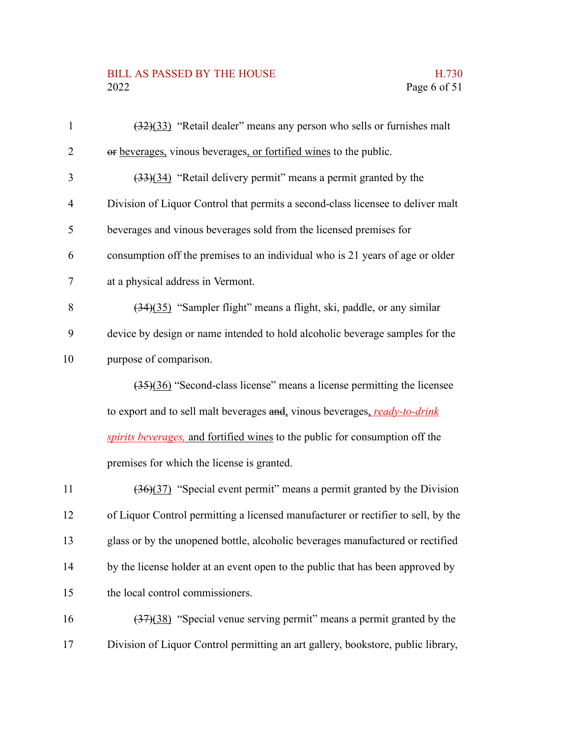~~(32)~~(33) "Retail dealer" means any person who sells or furnishes malt ~~or~~ beverages, vinous beverages, or fortified wines to the public.

~~(33)~~(34) "Retail delivery permit" means a permit granted by the Division of Liquor Control that permits a second-class licensee to deliver malt beverages and vinous beverages sold from the licensed premises for consumption off the premises to an individual who is 21 years of age or older at a physical address in Vermont.

~~(34)~~(35) "Sampler flight" means a flight, ski, paddle, or any similar device by design or name intended to hold alcoholic beverage samples for the purpose of comparison.

~~(35)~~(36) "Second-class license" means a license permitting the licensee to export and to sell malt beverages ~~and~~, vinous beverages, *ready-to-drink spirits beverages,* and fortified wines to the public for consumption off the premises for which the license is granted.

~~(36)~~(37) "Special event permit" means a permit granted by the Division of Liquor Control permitting a licensed manufacturer or rectifier to sell, by the glass or by the unopened bottle, alcoholic beverages manufactured or rectified by the license holder at an event open to the public that has been approved by the local control commissioners.

~~(37)~~(38) "Special venue serving permit" means a permit granted by the Division of Liquor Control permitting an art gallery, bookstore, public library,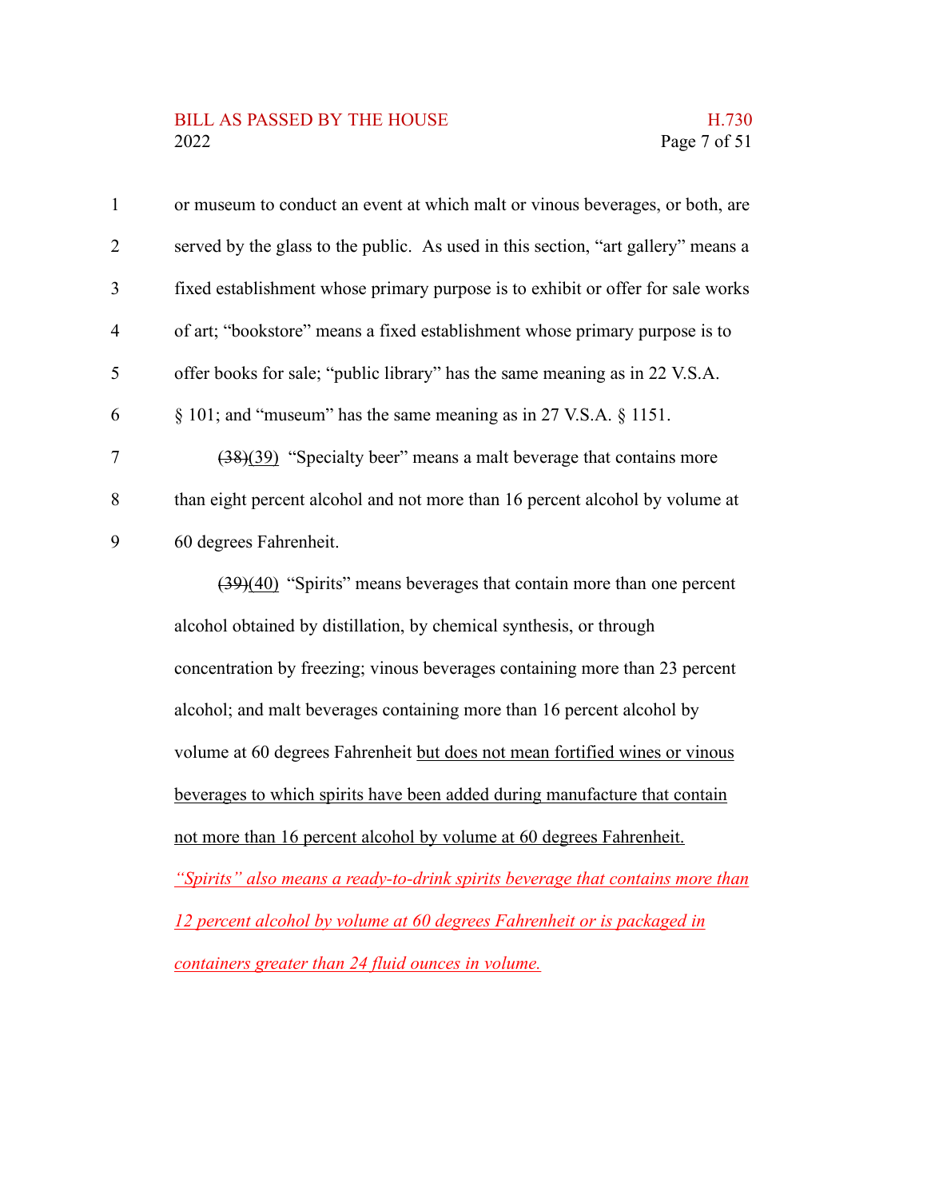or museum to conduct an event at which malt or vinous beverages, or both, are served by the glass to the public. As used in this section, "art gallery" means a fixed establishment whose primary purpose is to exhibit or offer for sale works of art; "bookstore" means a fixed establishment whose primary purpose is to offer books for sale; "public library" has the same meaning as in 22 V.S.A. § 101; and "museum" has the same meaning as in 27 V.S.A. § 1151.

~~(38)~~<u>(39)</u> "Specialty beer" means a malt beverage that contains more than eight percent alcohol and not more than 16 percent alcohol by volume at 60 degrees Fahrenheit.

~~(39)~~<u>(40)</u> "Spirits" means beverages that contain more than one percent alcohol obtained by distillation, by chemical synthesis, or through concentration by freezing; vinous beverages containing more than 23 percent alcohol; and malt beverages containing more than 16 percent alcohol by volume at 60 degrees Fahrenheit <u>but does not mean fortified wines or vinous beverages to which spirits have been added during manufacture that contain not more than 16 percent alcohol by volume at 60 degrees Fahrenheit.</u> <u>*"Spirits" also means a ready-to-drink spirits beverage that contains more than 12 percent alcohol by volume at 60 degrees Fahrenheit or is packaged in containers greater than 24 fluid ounces in volume.*</u>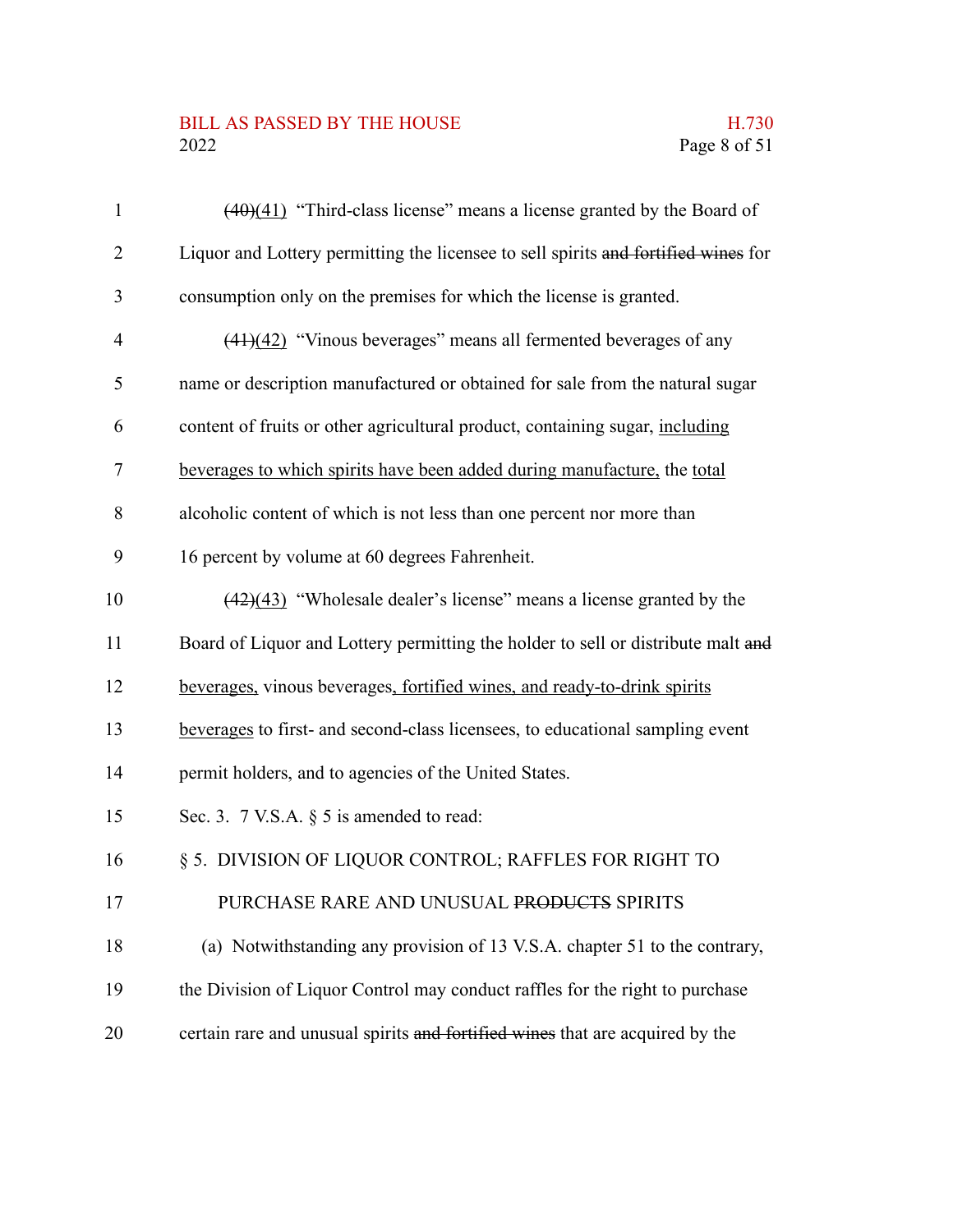~~(40)~~(41) "Third-class license" means a license granted by the Board of Liquor and Lottery permitting the licensee to sell spirits ~~and fortified wines~~ for consumption only on the premises for which the license is granted.

~~(41)~~(42) "Vinous beverages" means all fermented beverages of any name or description manufactured or obtained for sale from the natural sugar content of fruits or other agricultural product, containing sugar, <u>including beverages to which spirits have been added during manufacture,</u> the <u>total</u> alcoholic content of which is not less than one percent nor more than 16 percent by volume at 60 degrees Fahrenheit.

~~(42)~~(43) "Wholesale dealer's license" means a license granted by the Board of Liquor and Lottery permitting the holder to sell or distribute malt ~~and~~ <u>beverages,</u> vinous beverages<u>, fortified wines, and ready-to-drink spirits beverages</u> to first- and second-class licensees, to educational sampling event permit holders, and to agencies of the United States.

Sec. 3. 7 V.S.A. § 5 is amended to read:

§ 5. DIVISION OF LIQUOR CONTROL; RAFFLES FOR RIGHT TO PURCHASE RARE AND UNUSUAL ~~PRODUCTS~~ SPIRITS

(a) Notwithstanding any provision of 13 V.S.A. chapter 51 to the contrary, the Division of Liquor Control may conduct raffles for the right to purchase certain rare and unusual spirits ~~and fortified wines~~ that are acquired by the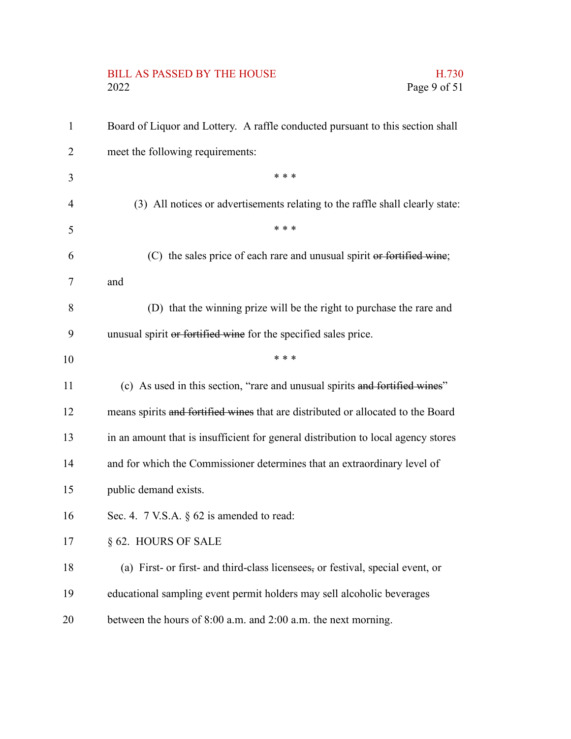Board of Liquor and Lottery. A raffle conducted pursuant to this section shall meet the following requirements:

\* \* \*

(3) All notices or advertisements relating to the raffle shall clearly state:

\* \* \*

(C) the sales price of each rare and unusual spirit ~~or fortified wine~~; and

(D) that the winning prize will be the right to purchase the rare and unusual spirit ~~or fortified wine~~ for the specified sales price.

\* \* \*

(c) As used in this section, "rare and unusual spirits ~~and fortified wines~~" means spirits ~~and fortified wines~~ that are distributed or allocated to the Board in an amount that is insufficient for general distribution to local agency stores and for which the Commissioner determines that an extraordinary level of public demand exists.

Sec. 4. 7 V.S.A. § 62 is amended to read:

§ 62. HOURS OF SALE

(a) First- or first- and third-class licensees~~,~~ or festival, special event, or educational sampling event permit holders may sell alcoholic beverages between the hours of 8:00 a.m. and 2:00 a.m. the next morning.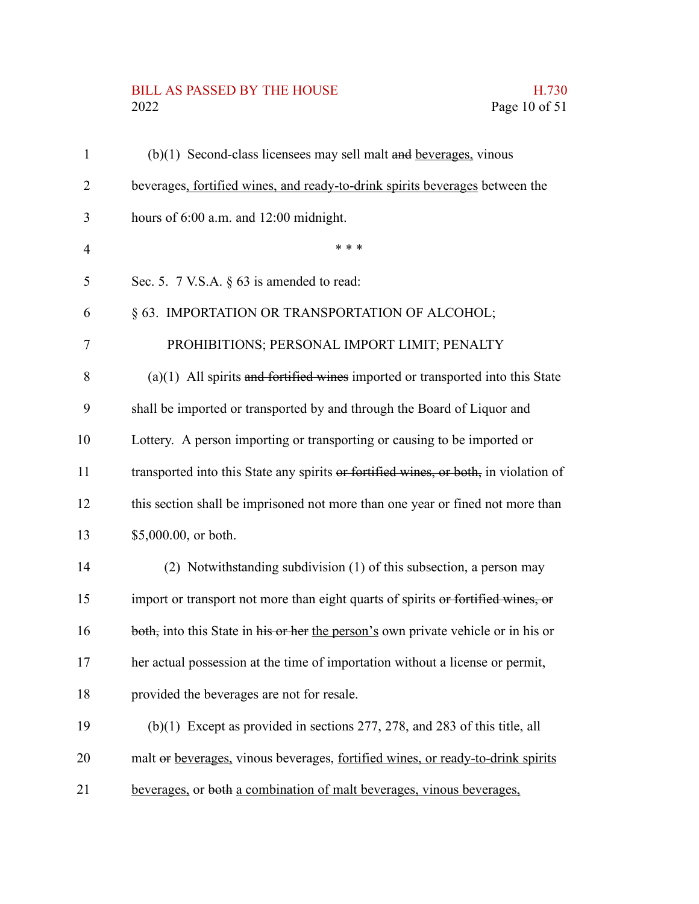(b)(1) Second-class licensees may sell malt ~~and~~ beverages, vinous beverages, fortified wines, and ready-to-drink spirits beverages between the hours of 6:00 a.m. and 12:00 midnight.

\* \* \*

Sec. 5. 7 V.S.A. § 63 is amended to read:

§ 63. IMPORTATION OR TRANSPORTATION OF ALCOHOL; PROHIBITIONS; PERSONAL IMPORT LIMIT; PENALTY

(a)(1) All spirits ~~and fortified wines~~ imported or transported into this State shall be imported or transported by and through the Board of Liquor and Lottery. A person importing or transporting or causing to be imported or transported into this State any spirits ~~or fortified wines, or both,~~ in violation of this section shall be imprisoned not more than one year or fined not more than $5,000.00, or both.

(2) Notwithstanding subdivision (1) of this subsection, a person may import or transport not more than eight quarts of spirits ~~or fortified wines, or both,~~ into this State in ~~his or her~~ the person's own private vehicle or in his or her actual possession at the time of importation without a license or permit, provided the beverages are not for resale.

(b)(1) Except as provided in sections 277, 278, and 283 of this title, all malt ~~or~~ beverages, vinous beverages, fortified wines, or ready-to-drink spirits beverages, or ~~both~~ a combination of malt beverages, vinous beverages,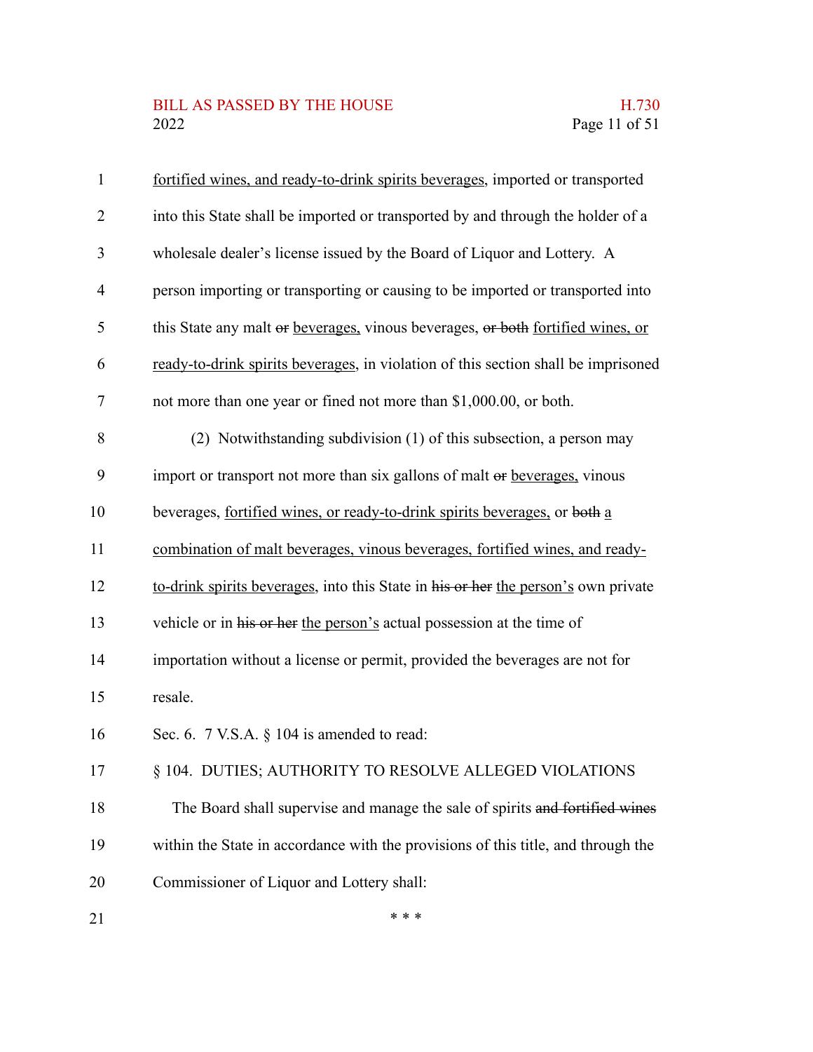fortified wines, and ready-to-drink spirits beverages, imported or transported into this State shall be imported or transported by and through the holder of a wholesale dealer's license issued by the Board of Liquor and Lottery. A person importing or transporting or causing to be imported or transported into this State any malt ~~or~~ beverages, vinous beverages, ~~or both~~ fortified wines, or ready-to-drink spirits beverages, in violation of this section shall be imprisoned not more than one year or fined not more than $1,000.00, or both.

(2) Notwithstanding subdivision (1) of this subsection, a person may import or transport not more than six gallons of malt ~~or~~ beverages, vinous beverages, fortified wines, or ready-to-drink spirits beverages, or ~~both~~ a combination of malt beverages, vinous beverages, fortified wines, and ready-to-drink spirits beverages, into this State in ~~his or her~~ the person's own private vehicle or in ~~his or her~~ the person's actual possession at the time of importation without a license or permit, provided the beverages are not for resale.

Sec. 6. 7 V.S.A. § 104 is amended to read:

§ 104. DUTIES; AUTHORITY TO RESOLVE ALLEGED VIOLATIONS

The Board shall supervise and manage the sale of spirits ~~and fortified wines~~ within the State in accordance with the provisions of this title, and through the Commissioner of Liquor and Lottery shall:

\* \* \*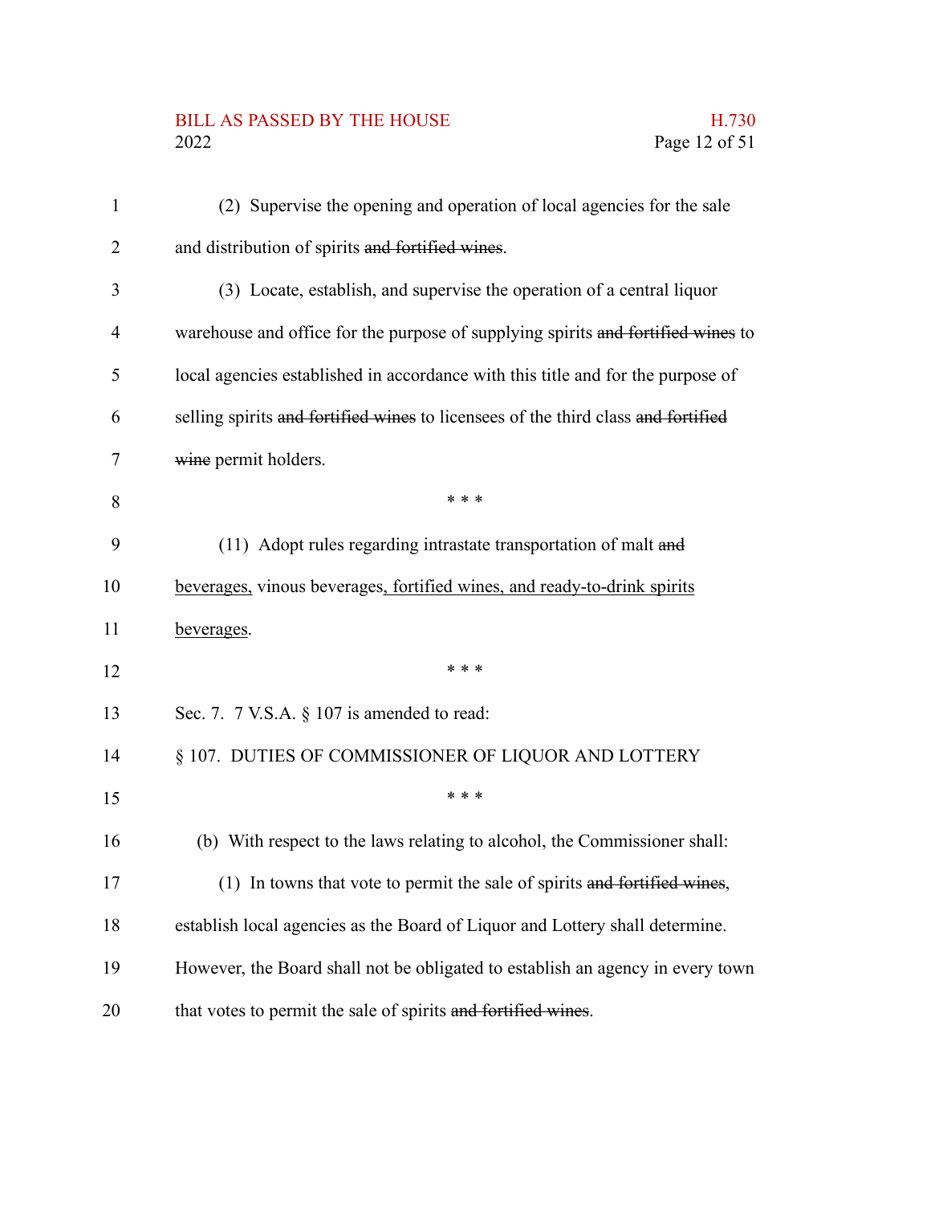(2) Supervise the opening and operation of local agencies for the sale and distribution of spirits ~~and fortified wines~~.

(3) Locate, establish, and supervise the operation of a central liquor warehouse and office for the purpose of supplying spirits ~~and fortified wines~~ to local agencies established in accordance with this title and for the purpose of selling spirits ~~and fortified wines~~ to licensees of the third class ~~and fortified wine~~ permit holders.

\* \* \*

(11) Adopt rules regarding intrastate transportation of malt ~~and~~ <u>beverages,</u> vinous beverages<u>, fortified wines, and ready-to-drink spirits beverages</u>.

\* \* \*

Sec. 7. 7 V.S.A. § 107 is amended to read:

§ 107. DUTIES OF COMMISSIONER OF LIQUOR AND LOTTERY

\* \* \*

(b) With respect to the laws relating to alcohol, the Commissioner shall:

(1) In towns that vote to permit the sale of spirits ~~and fortified wines~~, establish local agencies as the Board of Liquor and Lottery shall determine. However, the Board shall not be obligated to establish an agency in every town that votes to permit the sale of spirits ~~and fortified wines~~.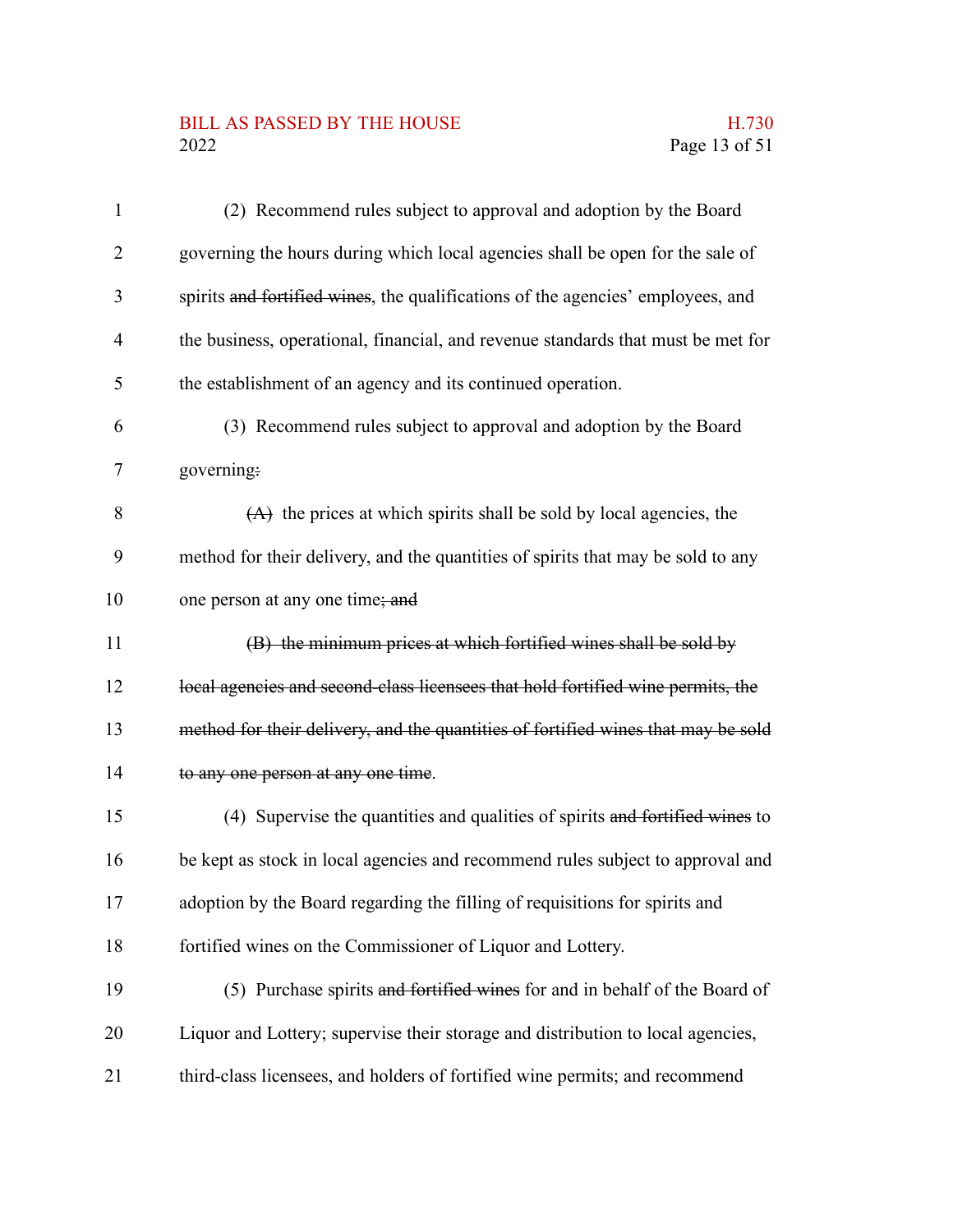(2) Recommend rules subject to approval and adoption by the Board governing the hours during which local agencies shall be open for the sale of spirits ~~and fortified wines~~, the qualifications of the agencies' employees, and the business, operational, financial, and revenue standards that must be met for the establishment of an agency and its continued operation.

(3) Recommend rules subject to approval and adoption by the Board governing~~:~~

~~(A)~~ the prices at which spirits shall be sold by local agencies, the method for their delivery, and the quantities of spirits that may be sold to any one person at any one time~~; and~~

~~(B) the minimum prices at which fortified wines shall be sold by local agencies and second-class licensees that hold fortified wine permits, the method for their delivery, and the quantities of fortified wines that may be sold to any one person at any one time~~.

(4) Supervise the quantities and qualities of spirits ~~and fortified wines~~ to be kept as stock in local agencies and recommend rules subject to approval and adoption by the Board regarding the filling of requisitions for spirits and fortified wines on the Commissioner of Liquor and Lottery.

(5) Purchase spirits ~~and fortified wines~~ for and in behalf of the Board of Liquor and Lottery; supervise their storage and distribution to local agencies, third-class licensees, and holders of fortified wine permits; and recommend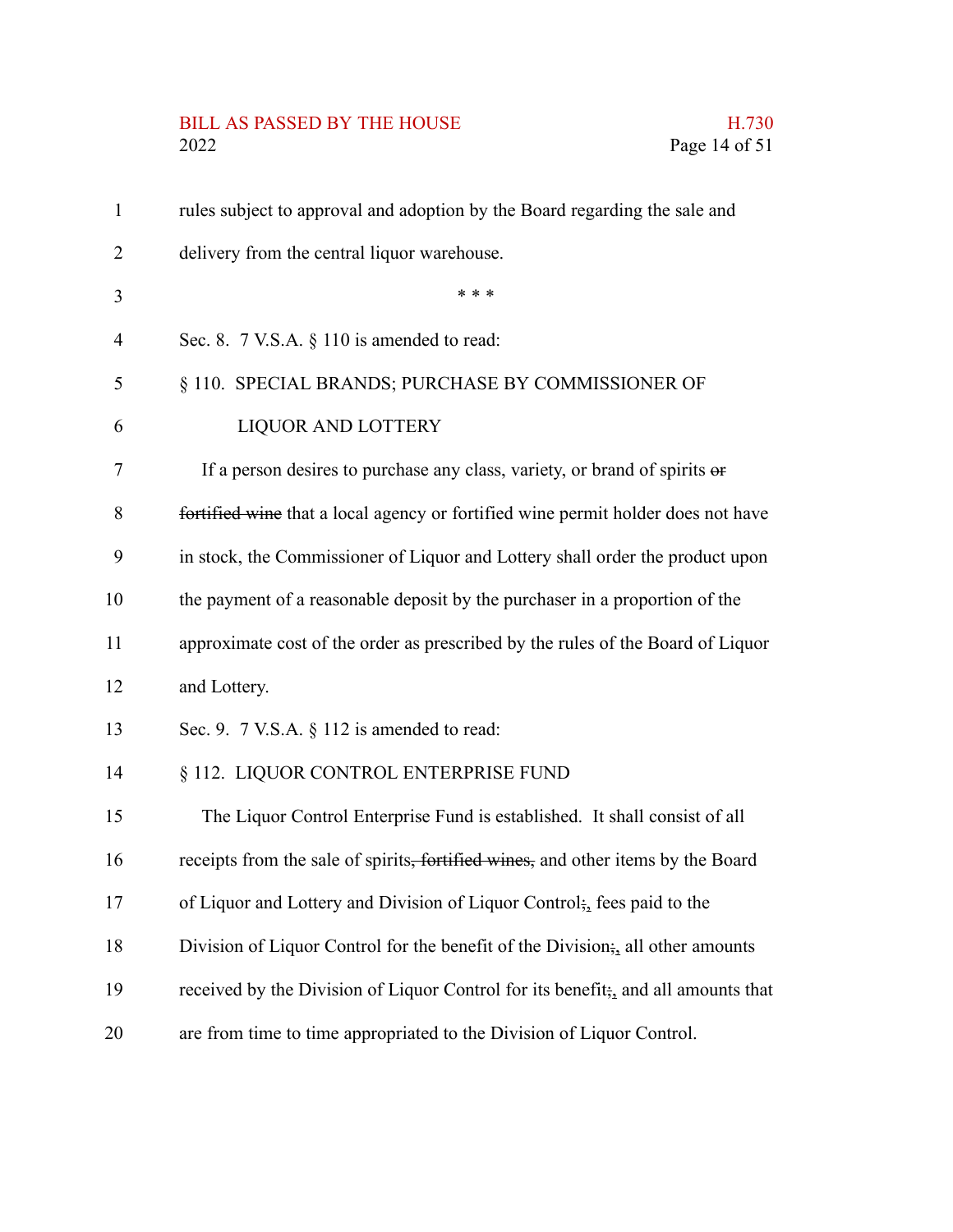rules subject to approval and adoption by the Board regarding the sale and delivery from the central liquor warehouse.

\* \* \*

Sec. 8. 7 V.S.A. § 110 is amended to read:

§ 110. SPECIAL BRANDS; PURCHASE BY COMMISSIONER OF LIQUOR AND LOTTERY

If a person desires to purchase any class, variety, or brand of spirits ~~or fortified wine~~ that a local agency or fortified wine permit holder does not have in stock, the Commissioner of Liquor and Lottery shall order the product upon the payment of a reasonable deposit by the purchaser in a proportion of the approximate cost of the order as prescribed by the rules of the Board of Liquor and Lottery.

Sec. 9. 7 V.S.A. § 112 is amended to read:

§ 112. LIQUOR CONTROL ENTERPRISE FUND

The Liquor Control Enterprise Fund is established. It shall consist of all receipts from the sale of spirits~~, fortified wines,~~ and other items by the Board of Liquor and Lottery and Division of Liquor Control~~;~~, fees paid to the Division of Liquor Control for the benefit of the Division~~;~~, all other amounts received by the Division of Liquor Control for its benefit~~;~~, and all amounts that are from time to time appropriated to the Division of Liquor Control.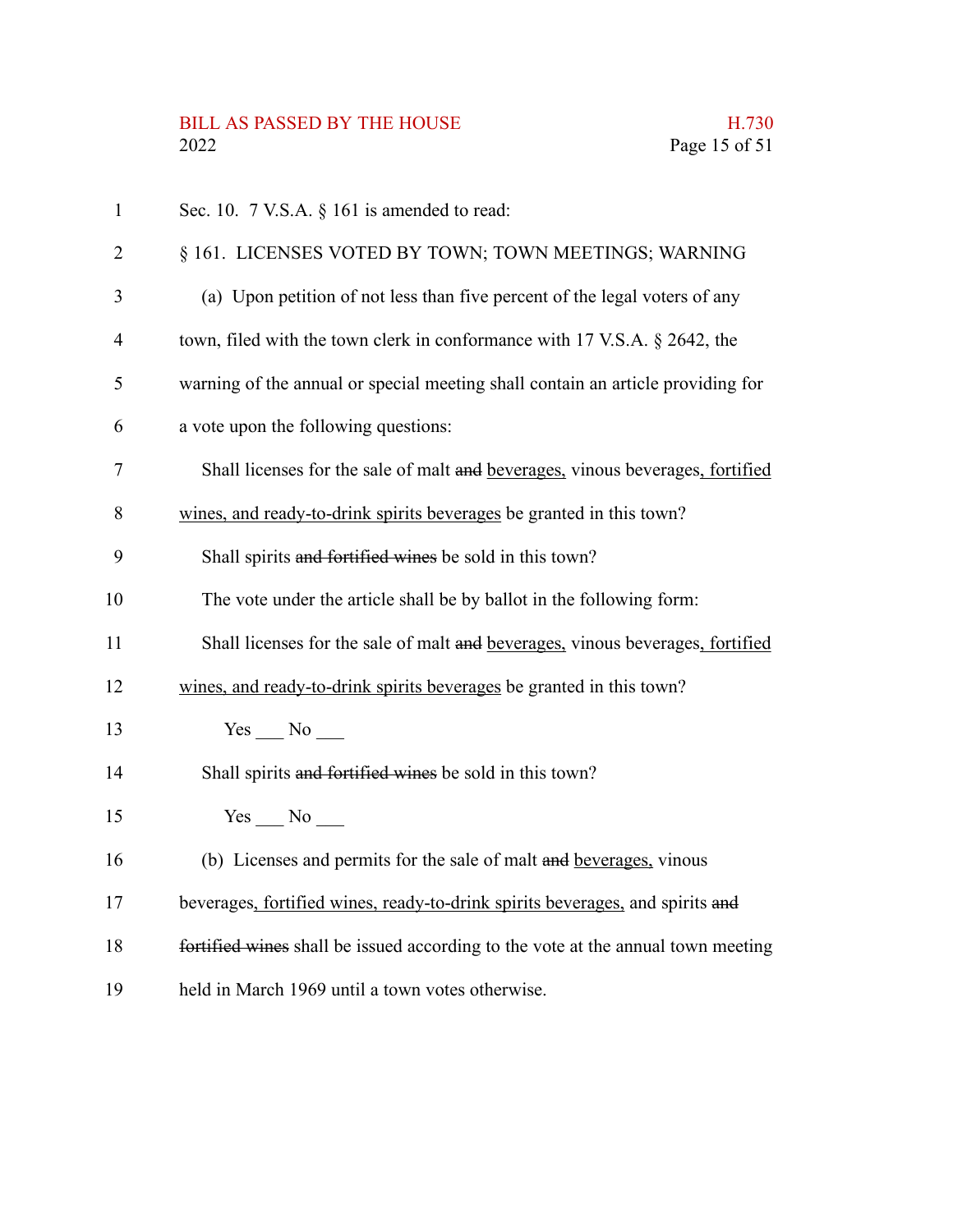Sec. 10. 7 V.S.A. § 161 is amended to read:

§ 161. LICENSES VOTED BY TOWN; TOWN MEETINGS; WARNING

(a) Upon petition of not less than five percent of the legal voters of any town, filed with the town clerk in conformance with 17 V.S.A. § 2642, the warning of the annual or special meeting shall contain an article providing for a vote upon the following questions:

Shall licenses for the sale of malt ~~and~~ beverages, vinous beverages, fortified wines, and ready-to-drink spirits beverages be granted in this town?

Shall spirits ~~and fortified wines~~ be sold in this town?

The vote under the article shall be by ballot in the following form:

Shall licenses for the sale of malt ~~and~~ beverages, vinous beverages, fortified wines, and ready-to-drink spirits beverages be granted in this town?

Yes ___ No ___

Shall spirits ~~and fortified wines~~ be sold in this town?

Yes ___ No ___

(b) Licenses and permits for the sale of malt ~~and~~ beverages, vinous beverages, fortified wines, ready-to-drink spirits beverages, and spirits ~~and fortified wines~~ shall be issued according to the vote at the annual town meeting held in March 1969 until a town votes otherwise.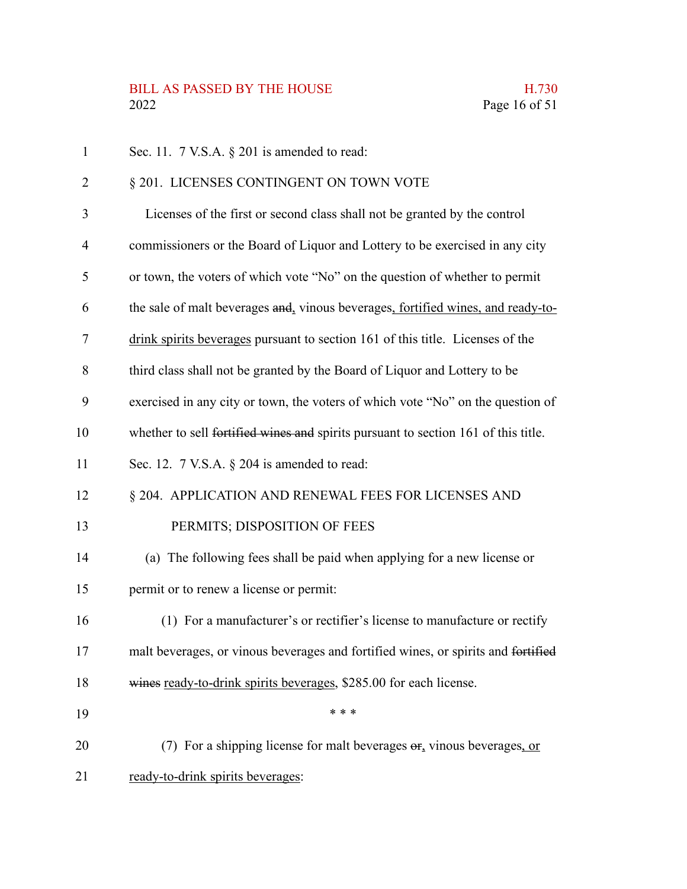Sec. 11. 7 V.S.A. § 201 is amended to read:

§ 201. LICENSES CONTINGENT ON TOWN VOTE

Licenses of the first or second class shall not be granted by the control commissioners or the Board of Liquor and Lottery to be exercised in any city or town, the voters of which vote "No" on the question of whether to permit the sale of malt beverages ~~and~~, vinous beverages, fortified wines, and ready-to-drink spirits beverages pursuant to section 161 of this title. Licenses of the third class shall not be granted by the Board of Liquor and Lottery to be exercised in any city or town, the voters of which vote "No" on the question of whether to sell ~~fortified wines and~~ spirits pursuant to section 161 of this title.

Sec. 12. 7 V.S.A. § 204 is amended to read:

§ 204. APPLICATION AND RENEWAL FEES FOR LICENSES AND PERMITS; DISPOSITION OF FEES

(a) The following fees shall be paid when applying for a new license or permit or to renew a license or permit:

(1) For a manufacturer's or rectifier's license to manufacture or rectify malt beverages, or vinous beverages and fortified wines, or spirits and ~~fortified wines~~ ready-to-drink spirits beverages, $285.00 for each license.

\* \* \*

(7) For a shipping license for malt beverages ~~or~~, vinous beverages, or ready-to-drink spirits beverages: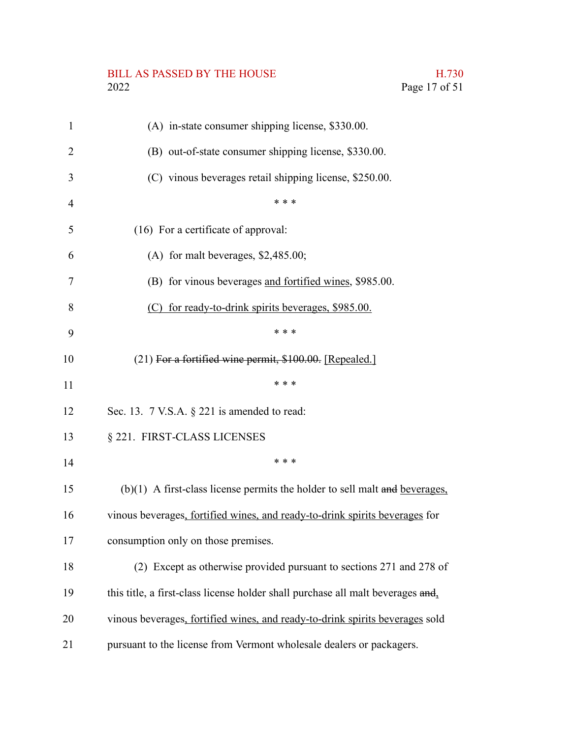(A) in-state consumer shipping license, $330.00.

(B) out-of-state consumer shipping license, $330.00.

(C) vinous beverages retail shipping license, $250.00.

\* \* \*

(16) For a certificate of approval:

(A) for malt beverages, $2,485.00;

(B) for vinous beverages <u>and fortified wines</u>, $985.00.

<u>(C) for ready-to-drink spirits beverages, $985.00.</u>

\* \* \*

(21) ~~For a fortified wine permit, $100.00.~~ <u>[Repealed.]</u>

\* \* \*

Sec. 13. 7 V.S.A. § 221 is amended to read:

§ 221. FIRST-CLASS LICENSES

\* \* \*

(b)(1) A first-class license permits the holder to sell malt ~~and~~ <u>beverages,</u> vinous beverages<u>, fortified wines, and ready-to-drink spirits beverages</u> for consumption only on those premises.

(2) Except as otherwise provided pursuant to sections 271 and 278 of this title, a first-class license holder shall purchase all malt beverages ~~and~~<u>,</u> vinous beverages<u>, fortified wines, and ready-to-drink spirits beverages</u> sold pursuant to the license from Vermont wholesale dealers or packagers.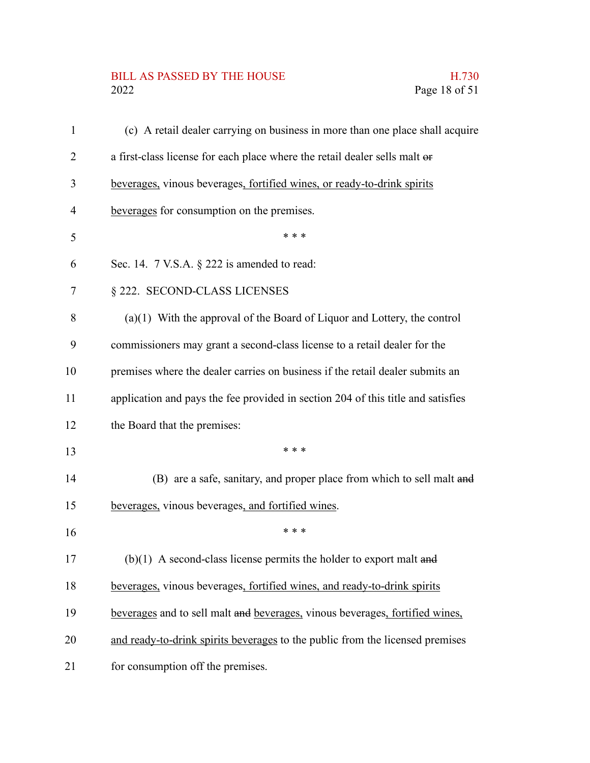(c) A retail dealer carrying on business in more than one place shall acquire a first-class license for each place where the retail dealer sells malt ~~or~~ beverages, vinous beverages, fortified wines, or ready-to-drink spirits beverages for consumption on the premises.

\* \* \*

Sec. 14. 7 V.S.A. § 222 is amended to read:

§ 222. SECOND-CLASS LICENSES

(a)(1) With the approval of the Board of Liquor and Lottery, the control commissioners may grant a second-class license to a retail dealer for the premises where the dealer carries on business if the retail dealer submits an application and pays the fee provided in section 204 of this title and satisfies the Board that the premises:

\* \* \*

(B) are a safe, sanitary, and proper place from which to sell malt ~~and~~ beverages, vinous beverages, and fortified wines.

\* \* \*

(b)(1) A second-class license permits the holder to export malt ~~and~~ beverages, vinous beverages, fortified wines, and ready-to-drink spirits beverages and to sell malt ~~and~~ beverages, vinous beverages, fortified wines, and ready-to-drink spirits beverages to the public from the licensed premises for consumption off the premises.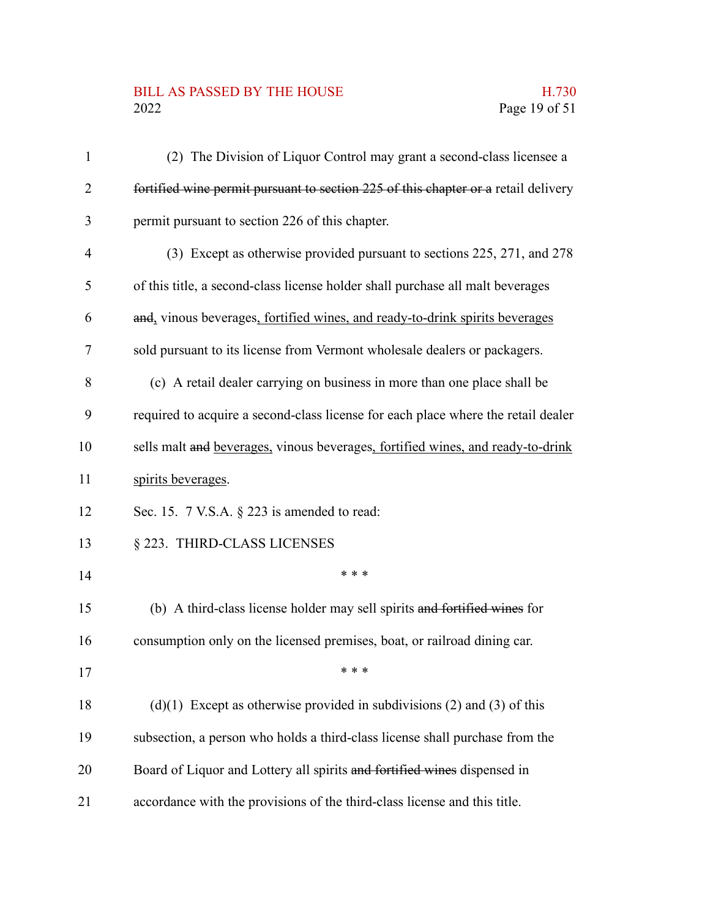(2) The Division of Liquor Control may grant a second-class licensee a ~~fortified wine permit pursuant to section 225 of this chapter or a~~ retail delivery permit pursuant to section 226 of this chapter.

(3) Except as otherwise provided pursuant to sections 225, 271, and 278 of this title, a second-class license holder shall purchase all malt beverages ~~and~~<u>,</u> vinous beverages<u>, fortified wines, and ready-to-drink spirits beverages</u> sold pursuant to its license from Vermont wholesale dealers or packagers.

(c) A retail dealer carrying on business in more than one place shall be required to acquire a second-class license for each place where the retail dealer sells malt ~~and~~ <u>beverages,</u> vinous beverages<u>, fortified wines, and ready-to-drink spirits beverages</u>.

Sec. 15. 7 V.S.A. § 223 is amended to read:

§ 223. THIRD-CLASS LICENSES

\* \* \*

(b) A third-class license holder may sell spirits ~~and fortified wines~~ for consumption only on the licensed premises, boat, or railroad dining car.

\* \* \*

(d)(1) Except as otherwise provided in subdivisions (2) and (3) of this subsection, a person who holds a third-class license shall purchase from the Board of Liquor and Lottery all spirits ~~and fortified wines~~ dispensed in accordance with the provisions of the third-class license and this title.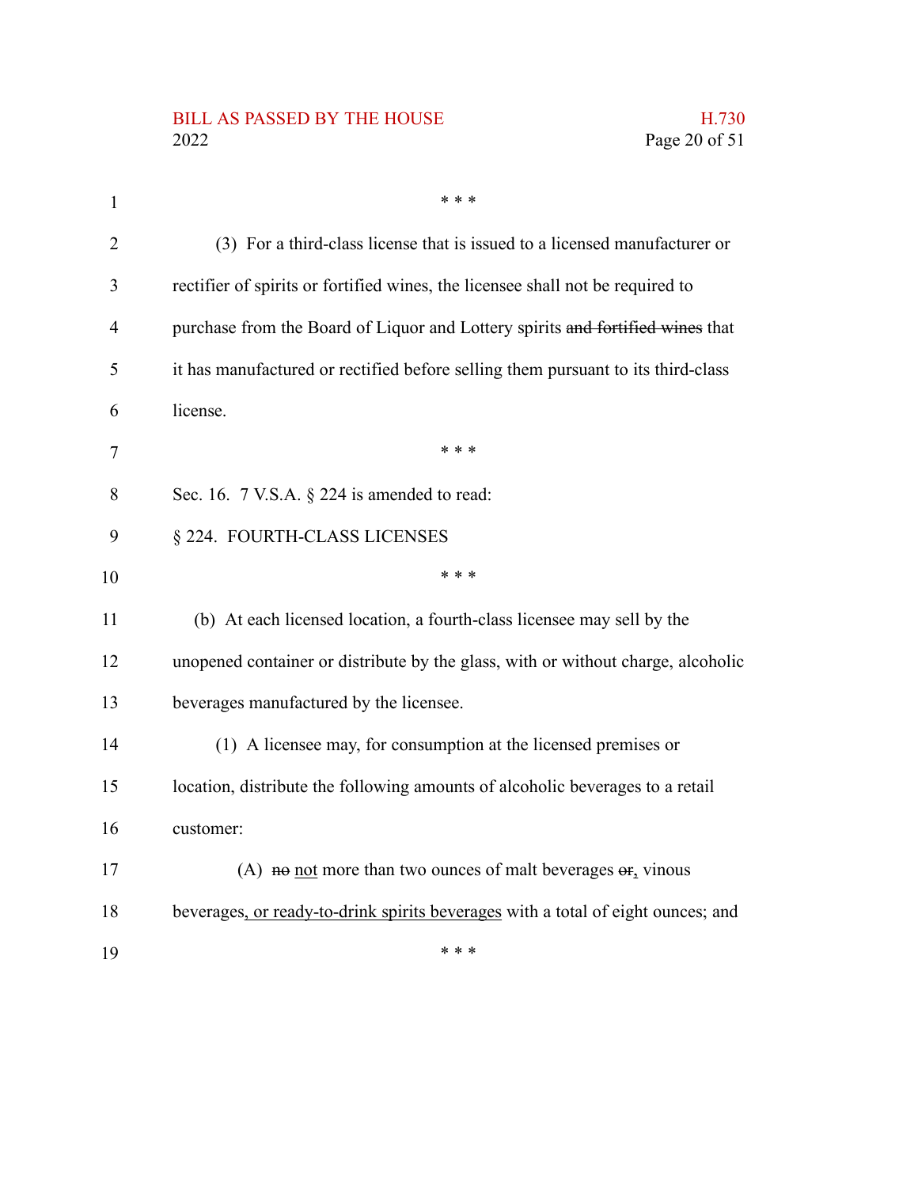\* \* \*

(3) For a third-class license that is issued to a licensed manufacturer or rectifier of spirits or fortified wines, the licensee shall not be required to purchase from the Board of Liquor and Lottery spirits ~~and fortified wines~~ that it has manufactured or rectified before selling them pursuant to its third-class license.

\* \* \*

Sec. 16. 7 V.S.A. § 224 is amended to read:

§ 224. FOURTH-CLASS LICENSES

\* \* \*

(b) At each licensed location, a fourth-class licensee may sell by the unopened container or distribute by the glass, with or without charge, alcoholic beverages manufactured by the licensee.

(1) A licensee may, for consumption at the licensed premises or location, distribute the following amounts of alcoholic beverages to a retail customer:

(A) ~~no~~ <u>not</u> more than two ounces of malt beverages ~~or~~<u>,</u> vinous beverages<u>, or ready-to-drink spirits beverages</u> with a total of eight ounces; and

\* \* \*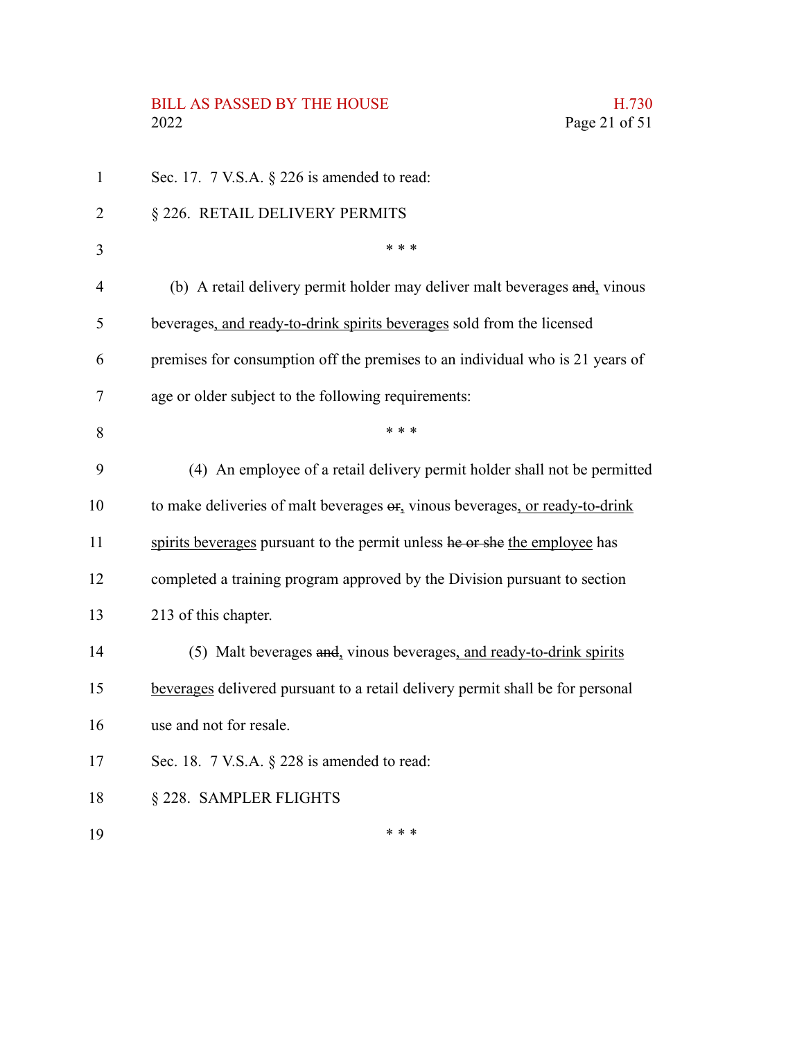Sec. 17. 7 V.S.A. § 226 is amended to read:

§ 226. RETAIL DELIVERY PERMITS

\* \* \*

(b) A retail delivery permit holder may deliver malt beverages ~~and~~, vinous beverages, and ready-to-drink spirits beverages sold from the licensed premises for consumption off the premises to an individual who is 21 years of age or older subject to the following requirements:

\* \* \*

(4) An employee of a retail delivery permit holder shall not be permitted to make deliveries of malt beverages ~~or~~, vinous beverages, or ready-to-drink spirits beverages pursuant to the permit unless ~~he or she~~ the employee has completed a training program approved by the Division pursuant to section 213 of this chapter.

(5) Malt beverages ~~and~~, vinous beverages, and ready-to-drink spirits beverages delivered pursuant to a retail delivery permit shall be for personal use and not for resale.

Sec. 18. 7 V.S.A. § 228 is amended to read:

§ 228. SAMPLER FLIGHTS

\* \* \*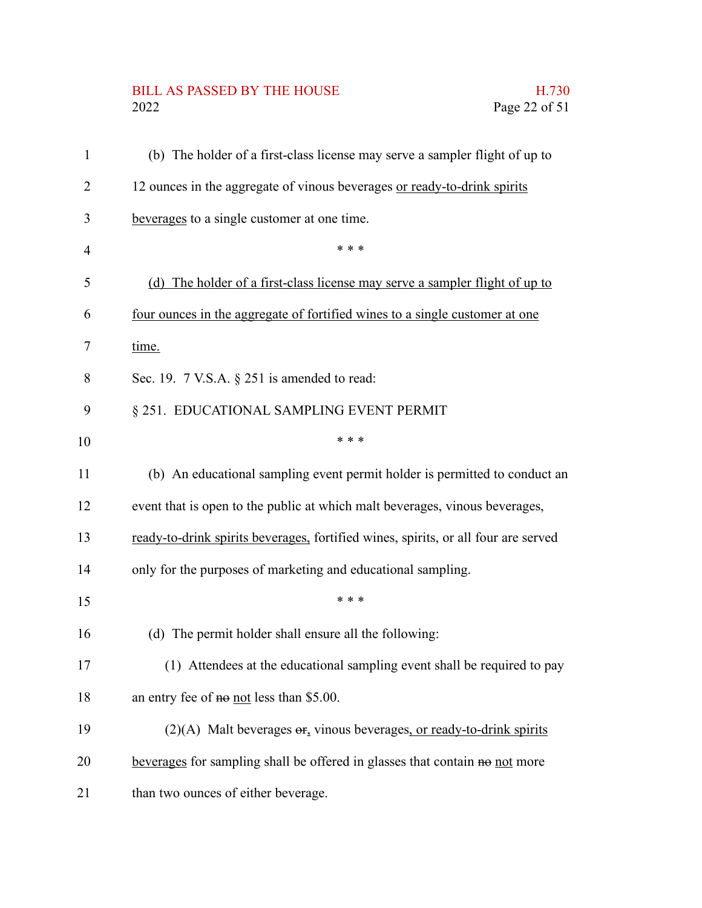(b) The holder of a first-class license may serve a sampler flight of up to 12 ounces in the aggregate of vinous beverages <u>or ready-to-drink spirits beverages</u> to a single customer at one time.

\* \* \*

<u>(d) The holder of a first-class license may serve a sampler flight of up to four ounces in the aggregate of fortified wines to a single customer at one time.</u>

Sec. 19. 7 V.S.A. § 251 is amended to read:

§ 251. EDUCATIONAL SAMPLING EVENT PERMIT

\* \* \*

(b) An educational sampling event permit holder is permitted to conduct an event that is open to the public at which malt beverages, vinous beverages, <u>ready-to-drink spirits beverages,</u> fortified wines, spirits, or all four are served only for the purposes of marketing and educational sampling.

\* \* \*

(d) The permit holder shall ensure all the following:

(1) Attendees at the educational sampling event shall be required to pay an entry fee of ~~no~~ <u>not</u> less than $5.00.

(2)(A) Malt beverages ~~or~~<u>,</u> vinous beverages<u>, or ready-to-drink spirits beverages</u> for sampling shall be offered in glasses that contain ~~no~~ <u>not</u> more than two ounces of either beverage.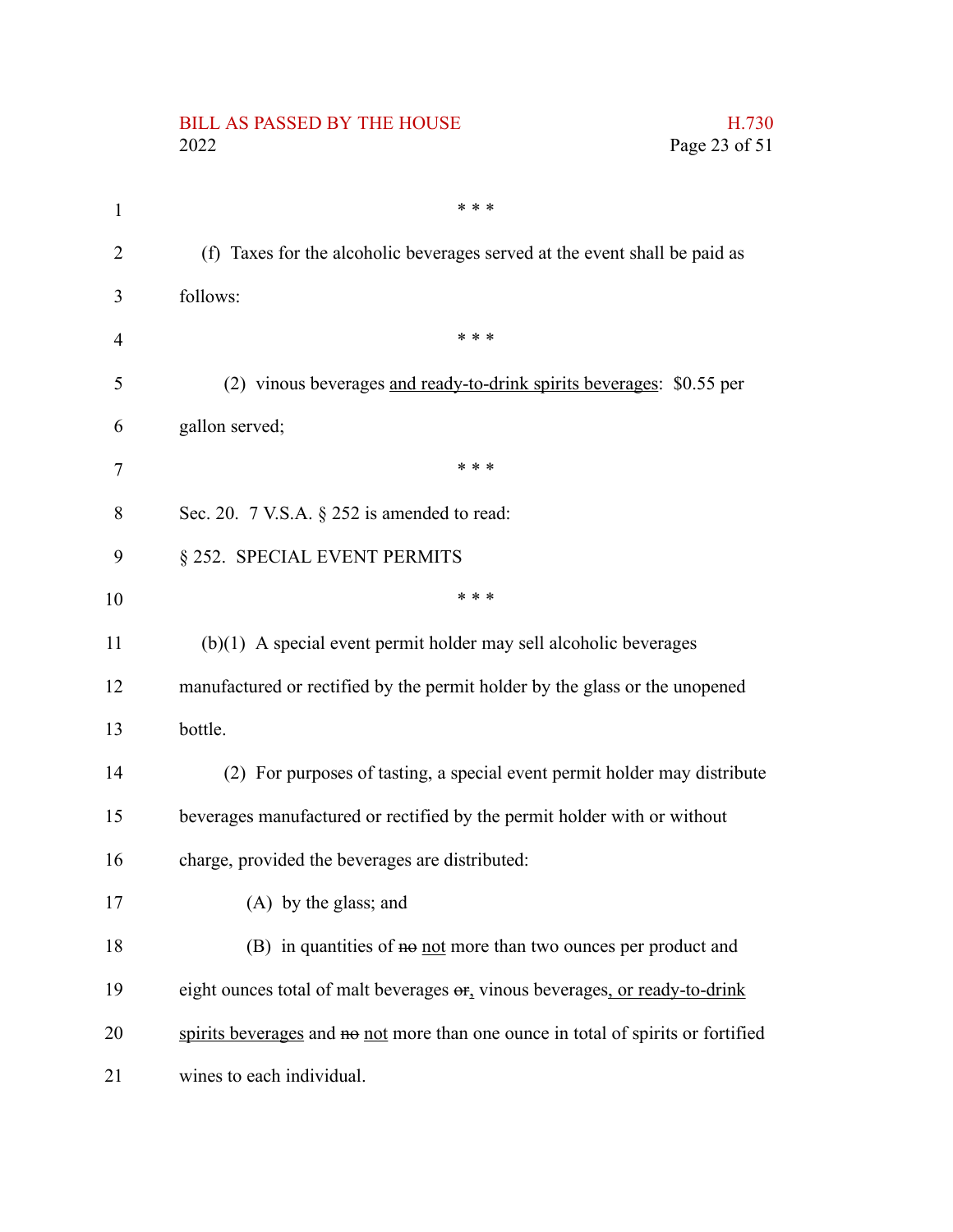\* \* \*

(f) Taxes for the alcoholic beverages served at the event shall be paid as follows:

\* \* \*

(2) vinous beverages <u>and ready-to-drink spirits beverages</u>: $0.55 per gallon served;

\* \* \*

Sec. 20. 7 V.S.A. § 252 is amended to read:

§ 252. SPECIAL EVENT PERMITS

\* \* \*

(b)(1) A special event permit holder may sell alcoholic beverages manufactured or rectified by the permit holder by the glass or the unopened bottle.

(2) For purposes of tasting, a special event permit holder may distribute beverages manufactured or rectified by the permit holder with or without charge, provided the beverages are distributed:

(A) by the glass; and

(B) in quantities of ~~no~~ <u>not</u> more than two ounces per product and eight ounces total of malt beverages ~~or~~<u>,</u> vinous beverages<u>, or ready-to-drink spirits beverages</u> and ~~no~~ <u>not</u> more than one ounce in total of spirits or fortified wines to each individual.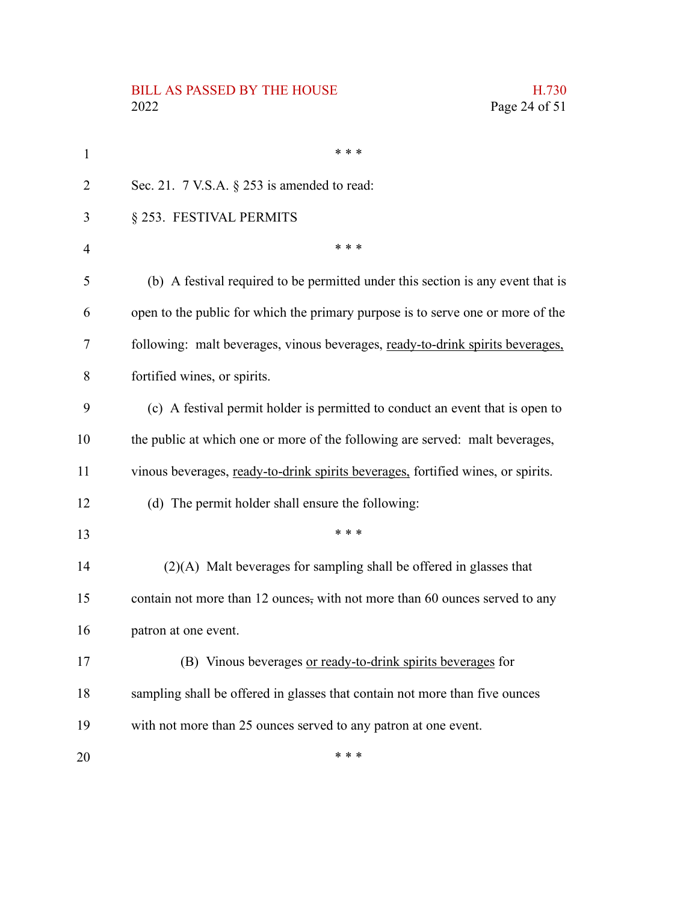\* \* \*

Sec. 21. 7 V.S.A. § 253 is amended to read:

§ 253. FESTIVAL PERMITS

\* \* \*

(b) A festival required to be permitted under this section is any event that is open to the public for which the primary purpose is to serve one or more of the following: malt beverages, vinous beverages, <u>ready-to-drink spirits beverages,</u> fortified wines, or spirits.

(c) A festival permit holder is permitted to conduct an event that is open to the public at which one or more of the following are served: malt beverages, vinous beverages, <u>ready-to-drink spirits beverages,</u> fortified wines, or spirits.

(d) The permit holder shall ensure the following:

\* \* \*

(2)(A) Malt beverages for sampling shall be offered in glasses that contain not more than 12 ounces~~,~~ with not more than 60 ounces served to any patron at one event.

(B) Vinous beverages <u>or ready-to-drink spirits beverages</u> for sampling shall be offered in glasses that contain not more than five ounces with not more than 25 ounces served to any patron at one event.

\* \* \*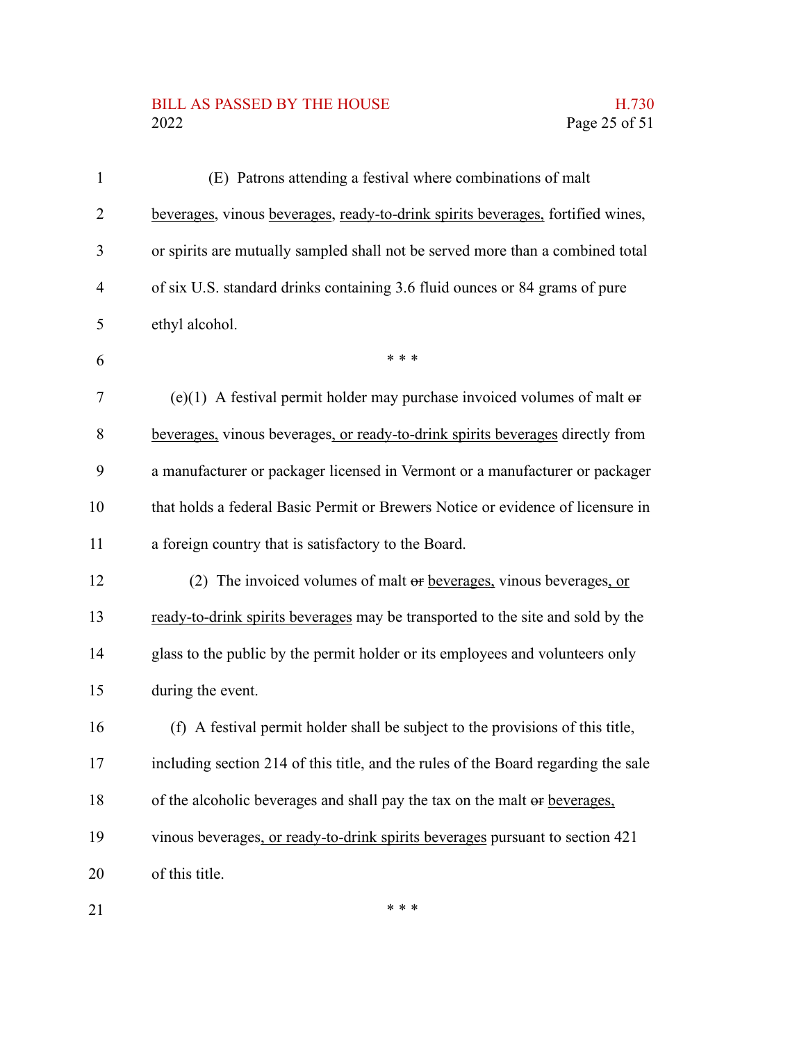(E) Patrons attending a festival where combinations of malt beverages, vinous beverages, ready-to-drink spirits beverages, fortified wines, or spirits are mutually sampled shall not be served more than a combined total of six U.S. standard drinks containing 3.6 fluid ounces or 84 grams of pure ethyl alcohol.

\* \* \*

(e)(1) A festival permit holder may purchase invoiced volumes of malt ~~or~~ beverages, vinous beverages, or ready-to-drink spirits beverages directly from a manufacturer or packager licensed in Vermont or a manufacturer or packager that holds a federal Basic Permit or Brewers Notice or evidence of licensure in a foreign country that is satisfactory to the Board.

(2) The invoiced volumes of malt ~~or~~ beverages, vinous beverages, or ready-to-drink spirits beverages may be transported to the site and sold by the glass to the public by the permit holder or its employees and volunteers only during the event.

(f) A festival permit holder shall be subject to the provisions of this title, including section 214 of this title, and the rules of the Board regarding the sale of the alcoholic beverages and shall pay the tax on the malt ~~or~~ beverages, vinous beverages, or ready-to-drink spirits beverages pursuant to section 421 of this title.

\* \* \*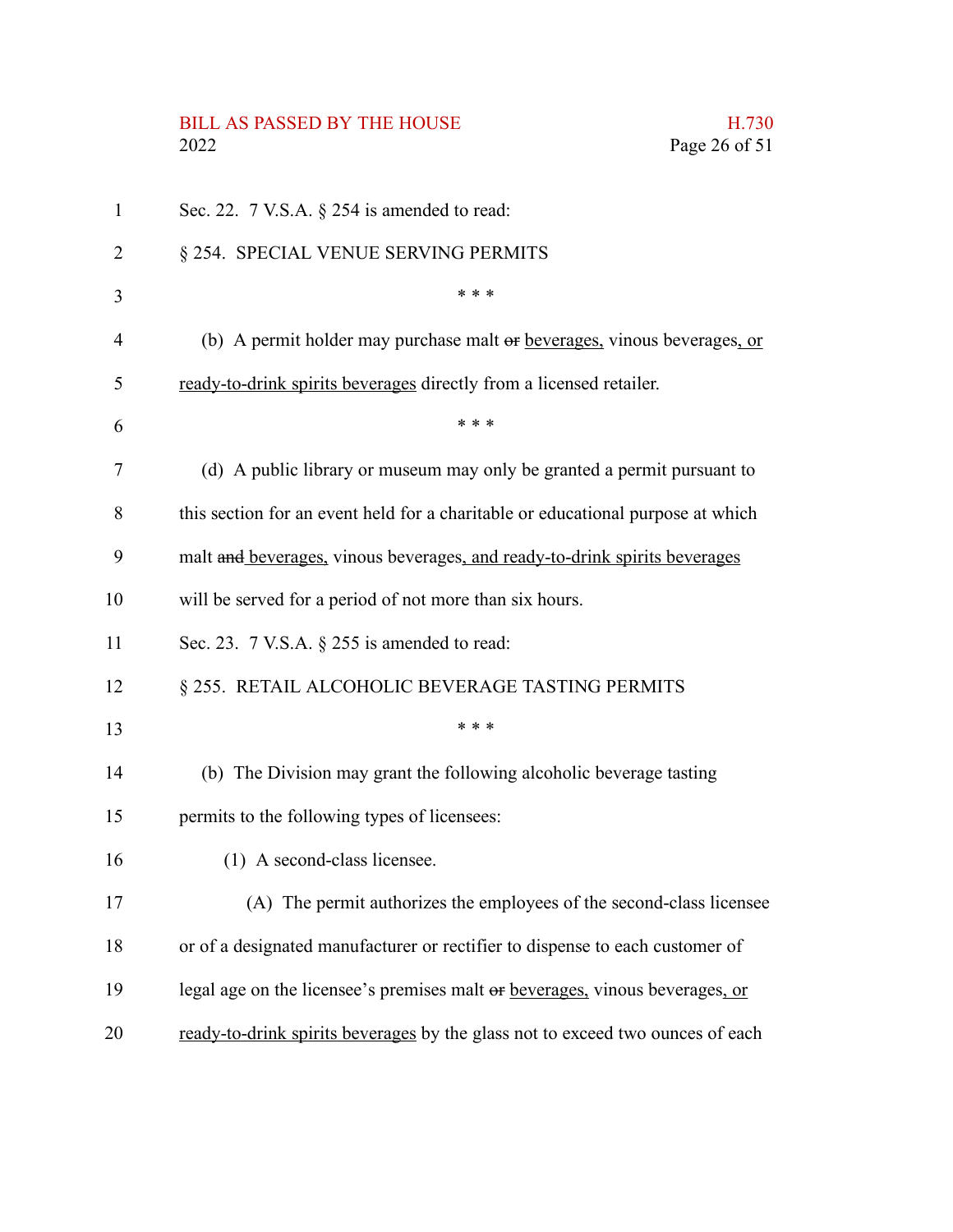Sec. 22. 7 V.S.A. § 254 is amended to read:

§ 254. SPECIAL VENUE SERVING PERMITS

\* \* \*

(b) A permit holder may purchase malt ~~or~~ beverages, vinous beverages, or ready-to-drink spirits beverages directly from a licensed retailer.

\* \* \*

(d) A public library or museum may only be granted a permit pursuant to this section for an event held for a charitable or educational purpose at which malt ~~and~~ beverages, vinous beverages, and ready-to-drink spirits beverages will be served for a period of not more than six hours.

Sec. 23. 7 V.S.A. § 255 is amended to read:

§ 255. RETAIL ALCOHOLIC BEVERAGE TASTING PERMITS

\* \* \*

(b) The Division may grant the following alcoholic beverage tasting permits to the following types of licensees:

(1) A second-class licensee.

(A) The permit authorizes the employees of the second-class licensee or of a designated manufacturer or rectifier to dispense to each customer of legal age on the licensee's premises malt ~~or~~ beverages, vinous beverages, or ready-to-drink spirits beverages by the glass not to exceed two ounces of each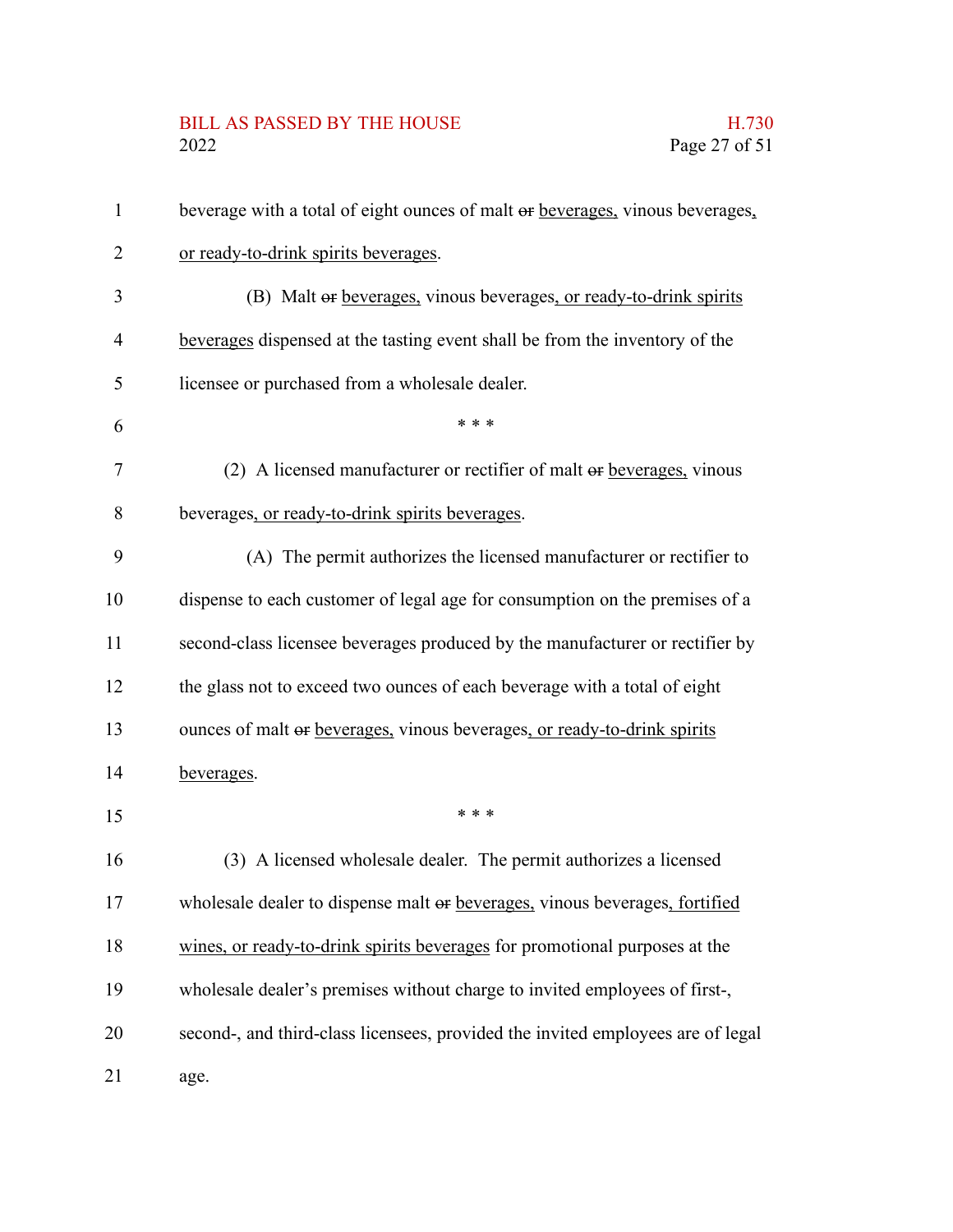beverage with a total of eight ounces of malt ~~or~~ beverages, vinous beverages, or ready-to-drink spirits beverages.

(B) Malt ~~or~~ beverages, vinous beverages, or ready-to-drink spirits beverages dispensed at the tasting event shall be from the inventory of the licensee or purchased from a wholesale dealer.

\* \* \*

(2) A licensed manufacturer or rectifier of malt ~~or~~ beverages, vinous beverages, or ready-to-drink spirits beverages.

(A) The permit authorizes the licensed manufacturer or rectifier to dispense to each customer of legal age for consumption on the premises of a second-class licensee beverages produced by the manufacturer or rectifier by the glass not to exceed two ounces of each beverage with a total of eight ounces of malt ~~or~~ beverages, vinous beverages, or ready-to-drink spirits beverages.

\* \* \*

(3) A licensed wholesale dealer. The permit authorizes a licensed wholesale dealer to dispense malt ~~or~~ beverages, vinous beverages, fortified wines, or ready-to-drink spirits beverages for promotional purposes at the wholesale dealer's premises without charge to invited employees of first-, second-, and third-class licensees, provided the invited employees are of legal age.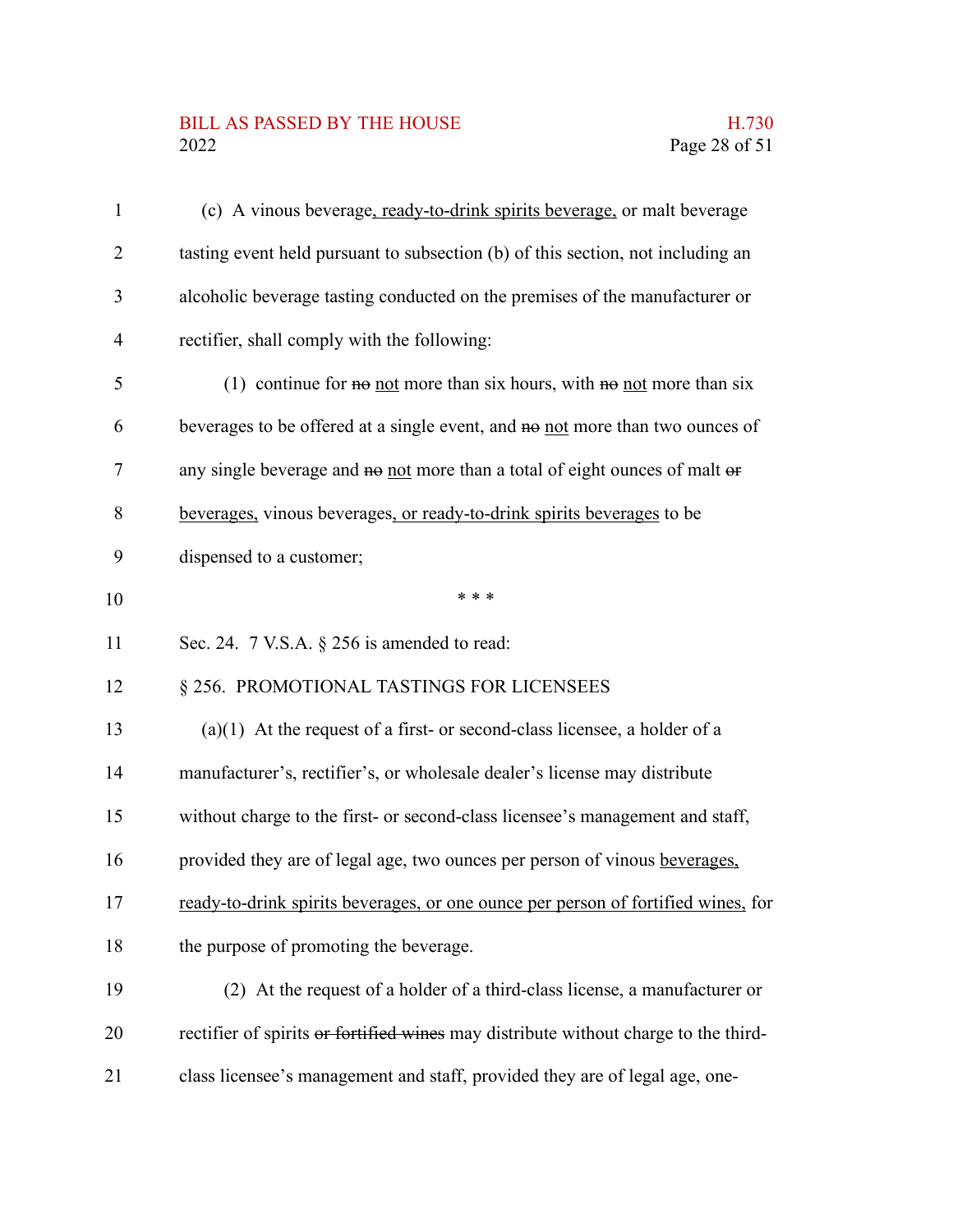(c) A vinous beverage, ready-to-drink spirits beverage, or malt beverage tasting event held pursuant to subsection (b) of this section, not including an alcoholic beverage tasting conducted on the premises of the manufacturer or rectifier, shall comply with the following:

(1) continue for ~~no~~ not more than six hours, with ~~no~~ not more than six beverages to be offered at a single event, and ~~no~~ not more than two ounces of any single beverage and ~~no~~ not more than a total of eight ounces of malt ~~or~~ beverages, vinous beverages, or ready-to-drink spirits beverages to be dispensed to a customer;

\* \* \*

Sec. 24. 7 V.S.A. § 256 is amended to read:

§ 256. PROMOTIONAL TASTINGS FOR LICENSEES

(a)(1) At the request of a first- or second-class licensee, a holder of a manufacturer's, rectifier's, or wholesale dealer's license may distribute without charge to the first- or second-class licensee's management and staff, provided they are of legal age, two ounces per person of vinous beverages, ready-to-drink spirits beverages, or one ounce per person of fortified wines, for the purpose of promoting the beverage.

(2) At the request of a holder of a third-class license, a manufacturer or rectifier of spirits ~~or fortified wines~~ may distribute without charge to the third-class licensee's management and staff, provided they are of legal age, one-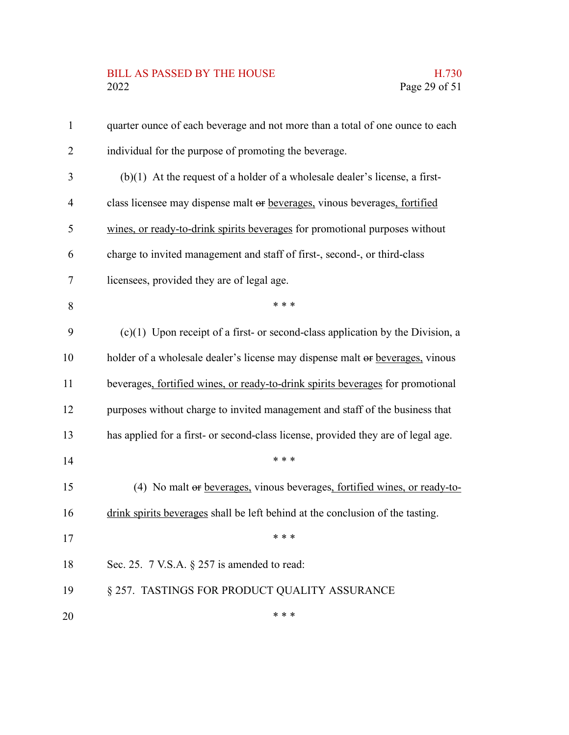quarter ounce of each beverage and not more than a total of one ounce to each individual for the purpose of promoting the beverage.

(b)(1) At the request of a holder of a wholesale dealer's license, a first-class licensee may dispense malt ~~or~~ beverages, vinous beverages, fortified wines, or ready-to-drink spirits beverages for promotional purposes without charge to invited management and staff of first-, second-, or third-class licensees, provided they are of legal age.

\* \* \*

(c)(1) Upon receipt of a first- or second-class application by the Division, a holder of a wholesale dealer's license may dispense malt ~~or~~ beverages, vinous beverages, fortified wines, or ready-to-drink spirits beverages for promotional purposes without charge to invited management and staff of the business that has applied for a first- or second-class license, provided they are of legal age.

\* \* \*

(4) No malt ~~or~~ beverages, vinous beverages, fortified wines, or ready-to-drink spirits beverages shall be left behind at the conclusion of the tasting.

\* \* \*

Sec. 25. 7 V.S.A. § 257 is amended to read:

§ 257. TASTINGS FOR PRODUCT QUALITY ASSURANCE

\* \* \*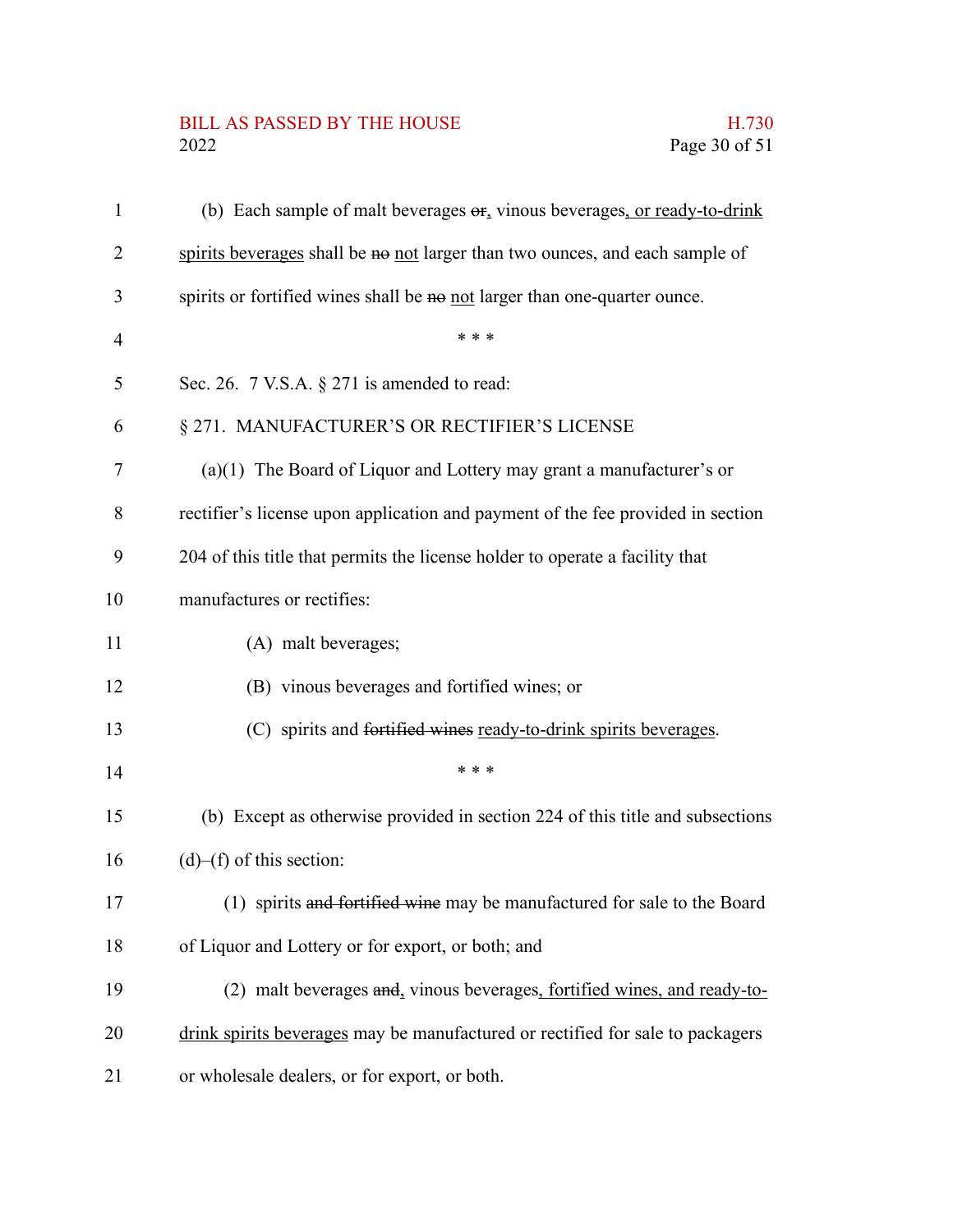(b) Each sample of malt beverages ~~or~~, vinous beverages, or ready-to-drink spirits beverages shall be ~~no~~ not larger than two ounces, and each sample of spirits or fortified wines shall be ~~no~~ not larger than one-quarter ounce.

\* \* \*

Sec. 26. 7 V.S.A. § 271 is amended to read:

§ 271. MANUFACTURER'S OR RECTIFIER'S LICENSE

(a)(1) The Board of Liquor and Lottery may grant a manufacturer's or rectifier's license upon application and payment of the fee provided in section 204 of this title that permits the license holder to operate a facility that manufactures or rectifies:

(A) malt beverages;

(B) vinous beverages and fortified wines; or

(C) spirits and ~~fortified wines~~ ready-to-drink spirits beverages.

\* \* \*

(b) Except as otherwise provided in section 224 of this title and subsections (d)–(f) of this section:

(1) spirits ~~and fortified wine~~ may be manufactured for sale to the Board of Liquor and Lottery or for export, or both; and

(2) malt beverages ~~and~~, vinous beverages, fortified wines, and ready-to-drink spirits beverages may be manufactured or rectified for sale to packagers or wholesale dealers, or for export, or both.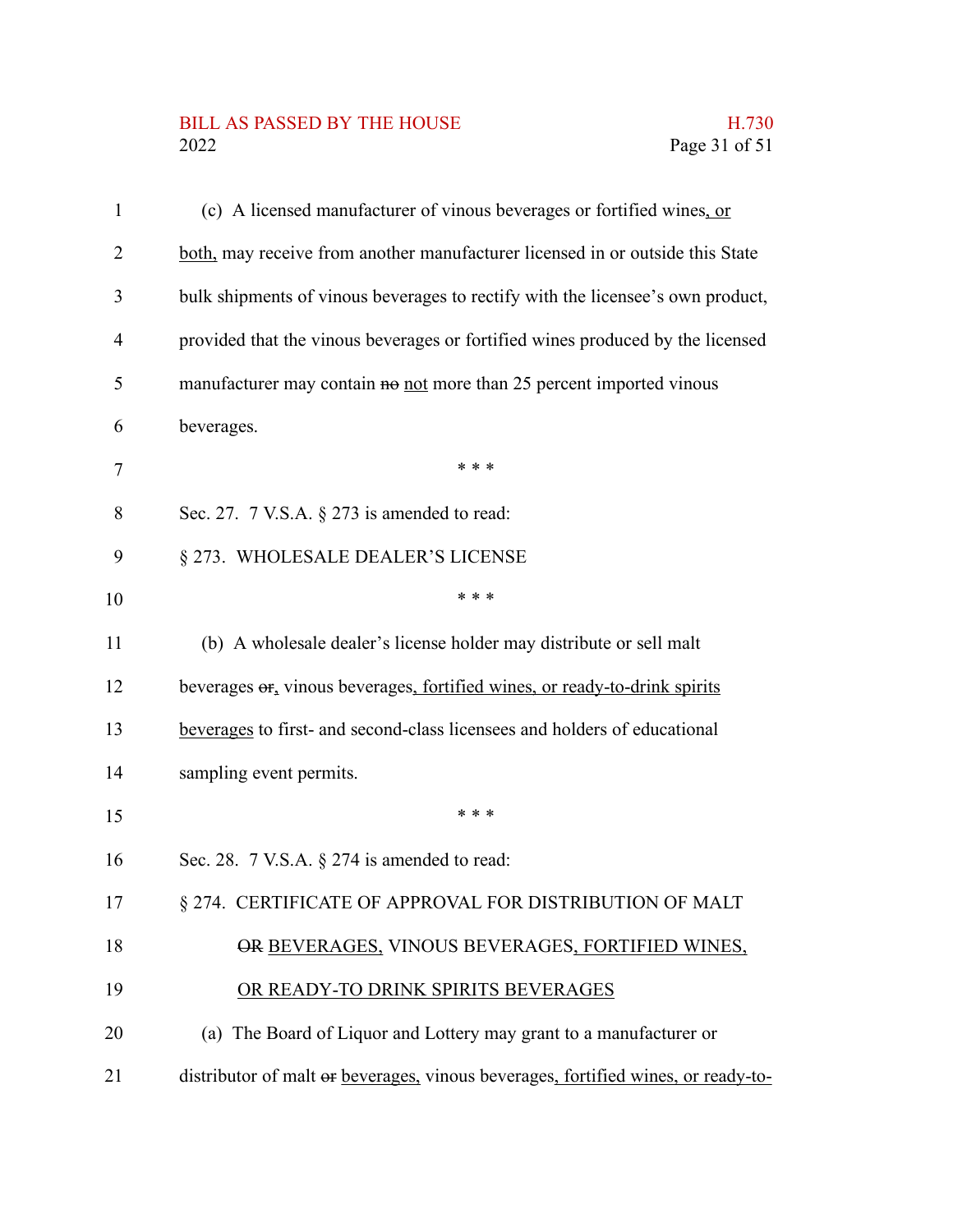(c) A licensed manufacturer of vinous beverages or fortified wines, or both, may receive from another manufacturer licensed in or outside this State bulk shipments of vinous beverages to rectify with the licensee's own product, provided that the vinous beverages or fortified wines produced by the licensed manufacturer may contain ~~no~~ not more than 25 percent imported vinous beverages.

\* \* \*

Sec. 27. 7 V.S.A. § 273 is amended to read:

§ 273. WHOLESALE DEALER'S LICENSE

\* \* \*

(b) A wholesale dealer's license holder may distribute or sell malt beverages ~~or~~, vinous beverages, fortified wines, or ready-to-drink spirits beverages to first- and second-class licensees and holders of educational sampling event permits.

\* \* \*

Sec. 28. 7 V.S.A. § 274 is amended to read:

§ 274. CERTIFICATE OF APPROVAL FOR DISTRIBUTION OF MALT ~~OR~~ BEVERAGES, VINOUS BEVERAGES, FORTIFIED WINES, OR READY-TO DRINK SPIRITS BEVERAGES

(a) The Board of Liquor and Lottery may grant to a manufacturer or distributor of malt ~~or~~ beverages, vinous beverages, fortified wines, or ready-to-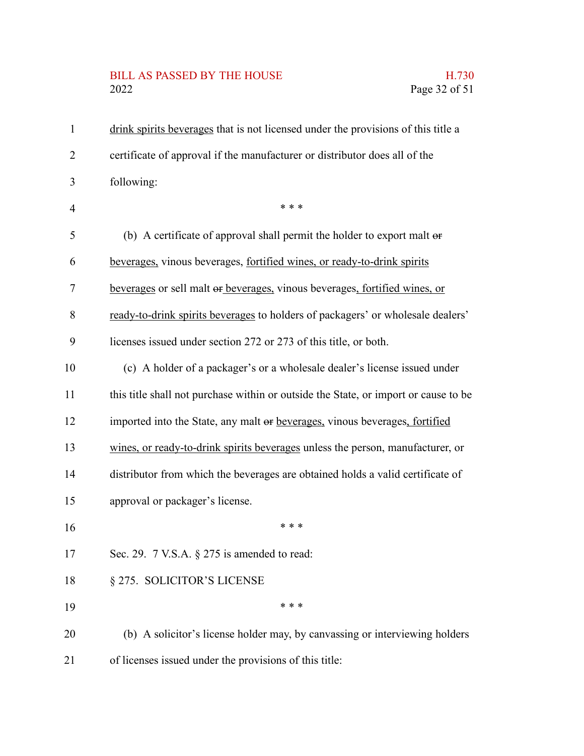drink spirits beverages that is not licensed under the provisions of this title a certificate of approval if the manufacturer or distributor does all of the following:

\* \* \*

(b) A certificate of approval shall permit the holder to export malt ~~or~~ beverages, vinous beverages, fortified wines, or ready-to-drink spirits beverages or sell malt ~~or~~ beverages, vinous beverages, fortified wines, or ready-to-drink spirits beverages to holders of packagers' or wholesale dealers' licenses issued under section 272 or 273 of this title, or both.

(c) A holder of a packager's or a wholesale dealer's license issued under this title shall not purchase within or outside the State, or import or cause to be imported into the State, any malt ~~or~~ beverages, vinous beverages, fortified wines, or ready-to-drink spirits beverages unless the person, manufacturer, or distributor from which the beverages are obtained holds a valid certificate of approval or packager's license.

\* \* \*

Sec. 29. 7 V.S.A. § 275 is amended to read:

§ 275. SOLICITOR'S LICENSE

\* \* \*

(b) A solicitor's license holder may, by canvassing or interviewing holders of licenses issued under the provisions of this title: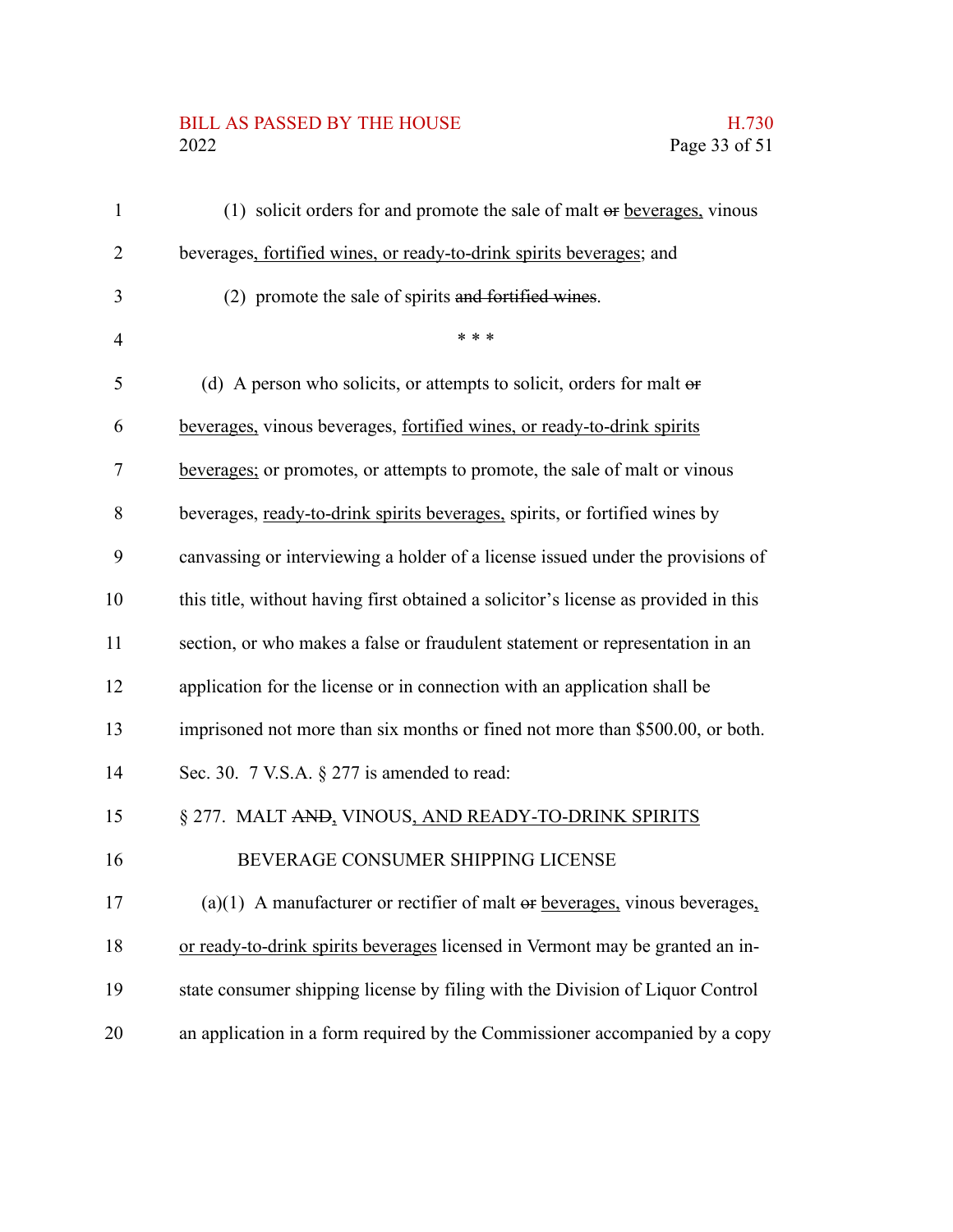(1) solicit orders for and promote the sale of malt ~~or~~ beverages, vinous beverages, fortified wines, or ready-to-drink spirits beverages; and

(2) promote the sale of spirits ~~and fortified wines~~.

\* \* \*

(d) A person who solicits, or attempts to solicit, orders for malt ~~or~~ beverages, vinous beverages, fortified wines, or ready-to-drink spirits beverages; or promotes, or attempts to promote, the sale of malt or vinous beverages, ready-to-drink spirits beverages, spirits, or fortified wines by canvassing or interviewing a holder of a license issued under the provisions of this title, without having first obtained a solicitor's license as provided in this section, or who makes a false or fraudulent statement or representation in an application for the license or in connection with an application shall be imprisoned not more than six months or fined not more than $500.00, or both.

Sec. 30. 7 V.S.A. § 277 is amended to read:

§ 277. MALT ~~AND~~, VINOUS, AND READY-TO-DRINK SPIRITS BEVERAGE CONSUMER SHIPPING LICENSE

(a)(1) A manufacturer or rectifier of malt ~~or~~ beverages, vinous beverages, or ready-to-drink spirits beverages licensed in Vermont may be granted an in-state consumer shipping license by filing with the Division of Liquor Control an application in a form required by the Commissioner accompanied by a copy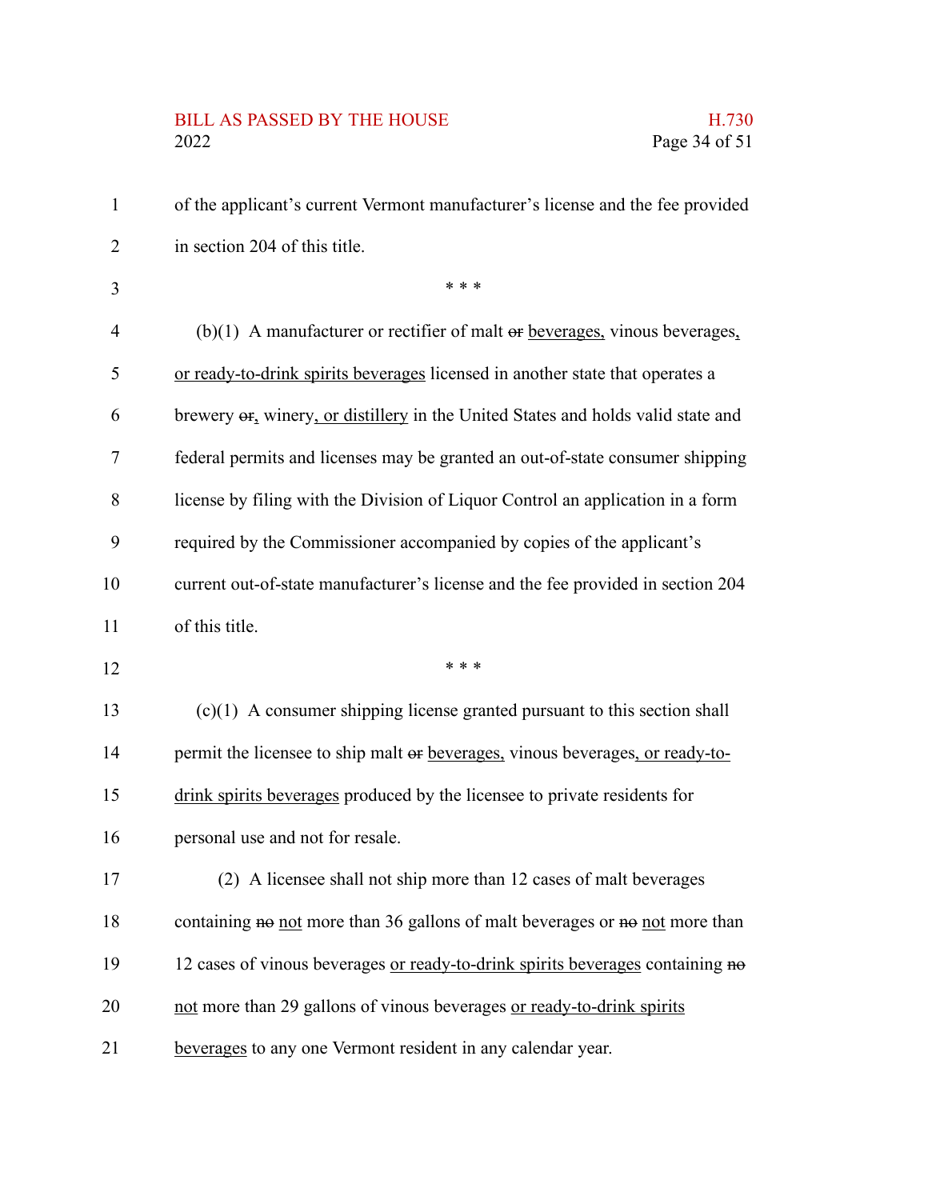of the applicant's current Vermont manufacturer's license and the fee provided in section 204 of this title.

\* \* \*

(b)(1) A manufacturer or rectifier of malt ~~or~~ beverages, vinous beverages, or ready-to-drink spirits beverages licensed in another state that operates a brewery ~~or~~, winery, or distillery in the United States and holds valid state and federal permits and licenses may be granted an out-of-state consumer shipping license by filing with the Division of Liquor Control an application in a form required by the Commissioner accompanied by copies of the applicant's current out-of-state manufacturer's license and the fee provided in section 204 of this title.

\* \* \*

(c)(1) A consumer shipping license granted pursuant to this section shall permit the licensee to ship malt ~~or~~ beverages, vinous beverages, or ready-to-drink spirits beverages produced by the licensee to private residents for personal use and not for resale.

(2) A licensee shall not ship more than 12 cases of malt beverages containing ~~no~~ not more than 36 gallons of malt beverages or ~~no~~ not more than 12 cases of vinous beverages or ready-to-drink spirits beverages containing ~~no~~ not more than 29 gallons of vinous beverages or ready-to-drink spirits beverages to any one Vermont resident in any calendar year.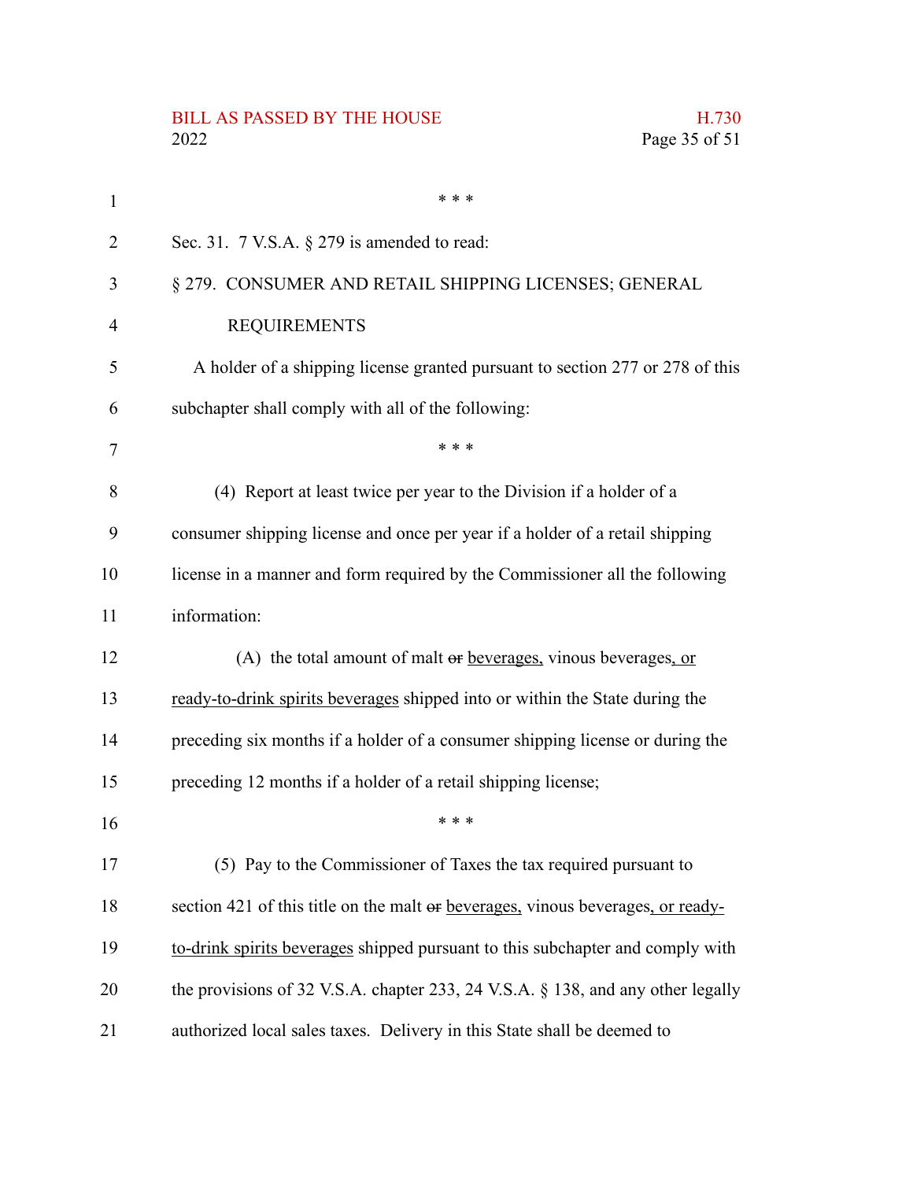\* \* \*

Sec. 31. 7 V.S.A. § 279 is amended to read:

§ 279. CONSUMER AND RETAIL SHIPPING LICENSES; GENERAL REQUIREMENTS

A holder of a shipping license granted pursuant to section 277 or 278 of this subchapter shall comply with all of the following:

\* \* \*

(4) Report at least twice per year to the Division if a holder of a consumer shipping license and once per year if a holder of a retail shipping license in a manner and form required by the Commissioner all the following information:

(A) the total amount of malt ~~or~~ beverages, vinous beverages, or ready-to-drink spirits beverages shipped into or within the State during the preceding six months if a holder of a consumer shipping license or during the preceding 12 months if a holder of a retail shipping license;

\* \* \*

(5) Pay to the Commissioner of Taxes the tax required pursuant to section 421 of this title on the malt ~~or~~ beverages, vinous beverages, or ready-to-drink spirits beverages shipped pursuant to this subchapter and comply with the provisions of 32 V.S.A. chapter 233, 24 V.S.A. § 138, and any other legally authorized local sales taxes. Delivery in this State shall be deemed to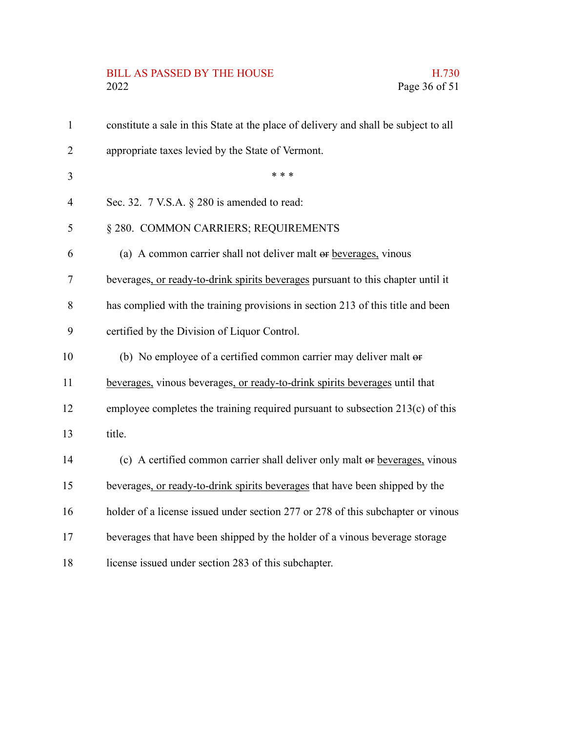constitute a sale in this State at the place of delivery and shall be subject to all appropriate taxes levied by the State of Vermont.

\* \* \*

Sec. 32. 7 V.S.A. § 280 is amended to read:

§ 280. COMMON CARRIERS; REQUIREMENTS

(a) A common carrier shall not deliver malt ~~or~~ beverages, vinous beverages, or ready-to-drink spirits beverages pursuant to this chapter until it has complied with the training provisions in section 213 of this title and been certified by the Division of Liquor Control.

(b) No employee of a certified common carrier may deliver malt ~~or~~ beverages, vinous beverages, or ready-to-drink spirits beverages until that employee completes the training required pursuant to subsection 213(c) of this title.

(c) A certified common carrier shall deliver only malt ~~or~~ beverages, vinous beverages, or ready-to-drink spirits beverages that have been shipped by the holder of a license issued under section 277 or 278 of this subchapter or vinous beverages that have been shipped by the holder of a vinous beverage storage license issued under section 283 of this subchapter.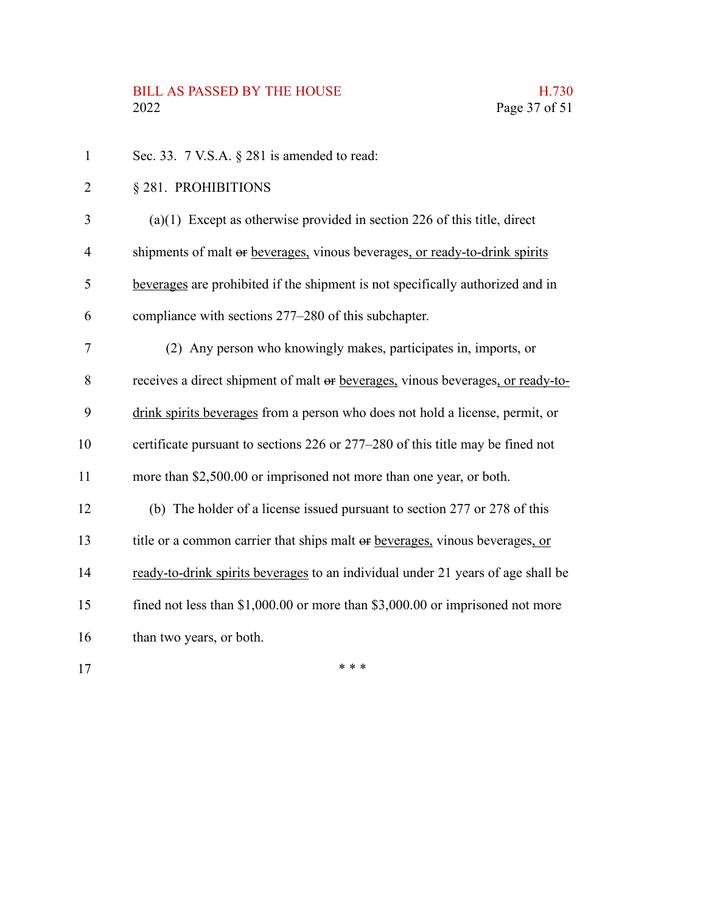Sec. 33. 7 V.S.A. § 281 is amended to read:

§ 281. PROHIBITIONS

(a)(1) Except as otherwise provided in section 226 of this title, direct shipments of malt ~~or~~ beverages, vinous beverages, or ready-to-drink spirits beverages are prohibited if the shipment is not specifically authorized and in compliance with sections 277–280 of this subchapter.

(2) Any person who knowingly makes, participates in, imports, or receives a direct shipment of malt ~~or~~ beverages, vinous beverages, or ready-to-drink spirits beverages from a person who does not hold a license, permit, or certificate pursuant to sections 226 or 277–280 of this title may be fined not more than $2,500.00 or imprisoned not more than one year, or both.

(b) The holder of a license issued pursuant to section 277 or 278 of this title or a common carrier that ships malt ~~or~~ beverages, vinous beverages, or ready-to-drink spirits beverages to an individual under 21 years of age shall be fined not less than $1,000.00 or more than $3,000.00 or imprisoned not more than two years, or both.

\* \* \*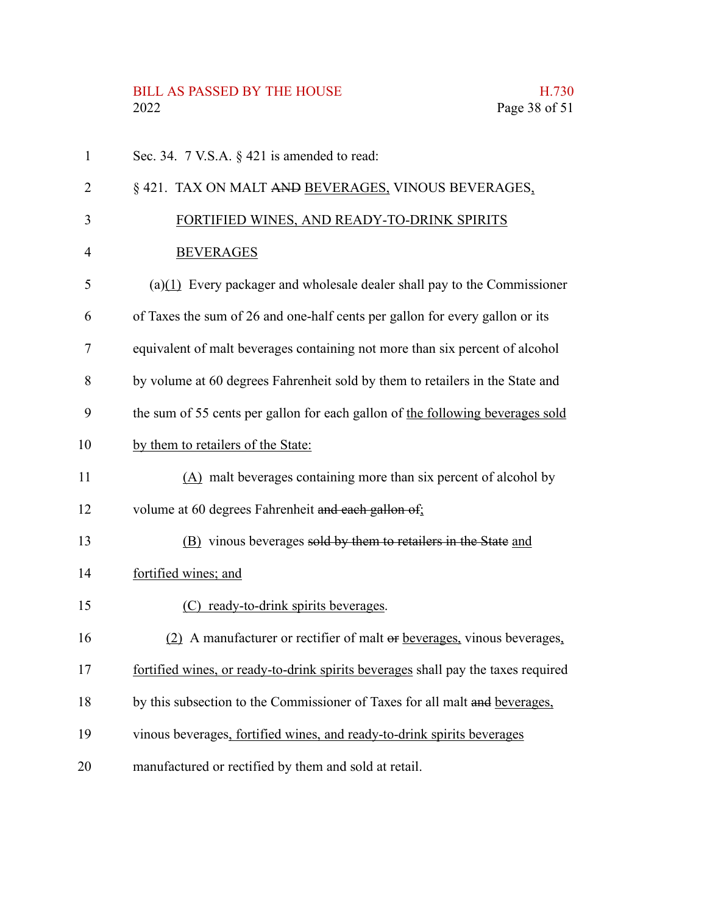Sec. 34. 7 V.S.A. § 421 is amended to read:

§ 421. TAX ON MALT ~~AND~~ BEVERAGES, VINOUS BEVERAGES, FORTIFIED WINES, AND READY-TO-DRINK SPIRITS BEVERAGES

(a)(1) Every packager and wholesale dealer shall pay to the Commissioner of Taxes the sum of 26 and one-half cents per gallon for every gallon or its equivalent of malt beverages containing not more than six percent of alcohol by volume at 60 degrees Fahrenheit sold by them to retailers in the State and the sum of 55 cents per gallon for each gallon of the following beverages sold by them to retailers of the State:

(A) malt beverages containing more than six percent of alcohol by volume at 60 degrees Fahrenheit ~~and each gallon of~~;

(B) vinous beverages ~~sold by them to retailers in the State~~ and fortified wines; and

(C) ready-to-drink spirits beverages.

(2) A manufacturer or rectifier of malt ~~or~~ beverages, vinous beverages, fortified wines, or ready-to-drink spirits beverages shall pay the taxes required by this subsection to the Commissioner of Taxes for all malt ~~and~~ beverages, vinous beverages, fortified wines, and ready-to-drink spirits beverages manufactured or rectified by them and sold at retail.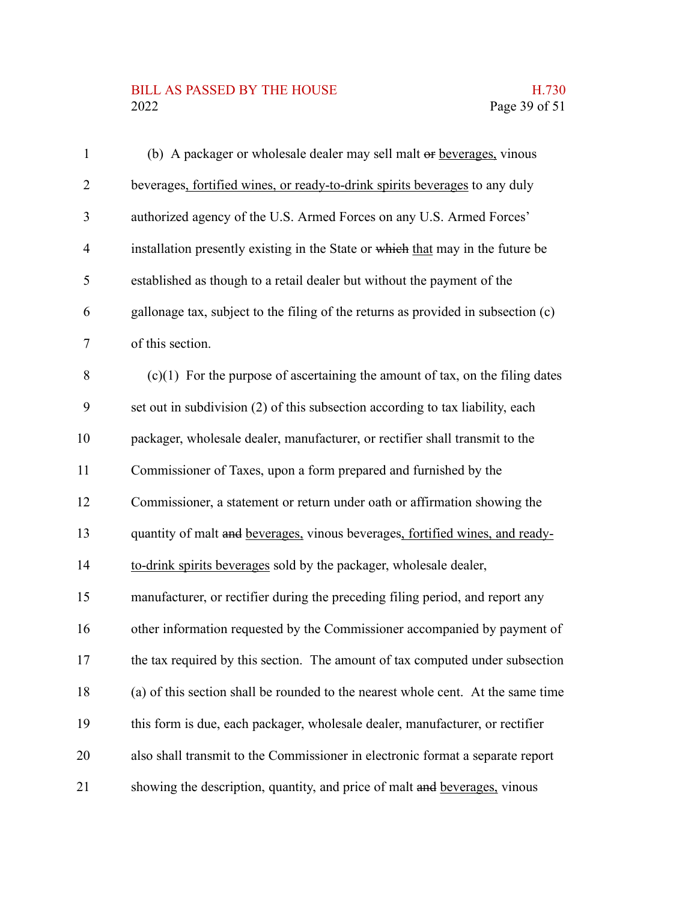(b) A packager or wholesale dealer may sell malt ~~or~~ <u>beverages,</u> vinous beverages<u>, fortified wines, or ready-to-drink spirits beverages</u> to any duly authorized agency of the U.S. Armed Forces on any U.S. Armed Forces' installation presently existing in the State or ~~which~~ <u>that</u> may in the future be established as though to a retail dealer but without the payment of the gallonage tax, subject to the filing of the returns as provided in subsection (c) of this section.

(c)(1) For the purpose of ascertaining the amount of tax, on the filing dates set out in subdivision (2) of this subsection according to tax liability, each packager, wholesale dealer, manufacturer, or rectifier shall transmit to the Commissioner of Taxes, upon a form prepared and furnished by the Commissioner, a statement or return under oath or affirmation showing the quantity of malt ~~and~~ <u>beverages,</u> vinous beverages<u>, fortified wines, and ready-to-drink spirits beverages</u> sold by the packager, wholesale dealer, manufacturer, or rectifier during the preceding filing period, and report any other information requested by the Commissioner accompanied by payment of the tax required by this section. The amount of tax computed under subsection (a) of this section shall be rounded to the nearest whole cent. At the same time this form is due, each packager, wholesale dealer, manufacturer, or rectifier also shall transmit to the Commissioner in electronic format a separate report showing the description, quantity, and price of malt ~~and~~ <u>beverages,</u> vinous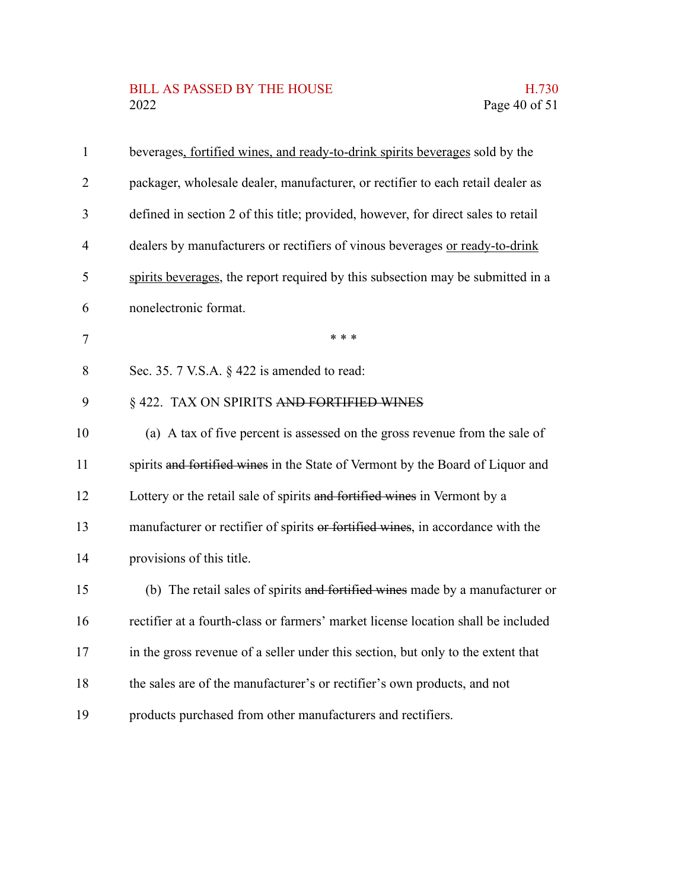beverages<u>, fortified wines, and ready-to-drink spirits beverages</u> sold by the packager, wholesale dealer, manufacturer, or rectifier to each retail dealer as defined in section 2 of this title; provided, however, for direct sales to retail dealers by manufacturers or rectifiers of vinous beverages <u>or ready-to-drink spirits beverages</u>, the report required by this subsection may be submitted in a nonelectronic format.

\* \* \*

Sec. 35. 7 V.S.A. § 422 is amended to read:

§ 422. TAX ON SPIRITS ~~AND FORTIFIED WINES~~

(a) A tax of five percent is assessed on the gross revenue from the sale of spirits ~~and fortified wines~~ in the State of Vermont by the Board of Liquor and Lottery or the retail sale of spirits ~~and fortified wines~~ in Vermont by a manufacturer or rectifier of spirits ~~or fortified wines~~, in accordance with the provisions of this title.

(b) The retail sales of spirits ~~and fortified wines~~ made by a manufacturer or rectifier at a fourth-class or farmers' market license location shall be included in the gross revenue of a seller under this section, but only to the extent that the sales are of the manufacturer's or rectifier's own products, and not products purchased from other manufacturers and rectifiers.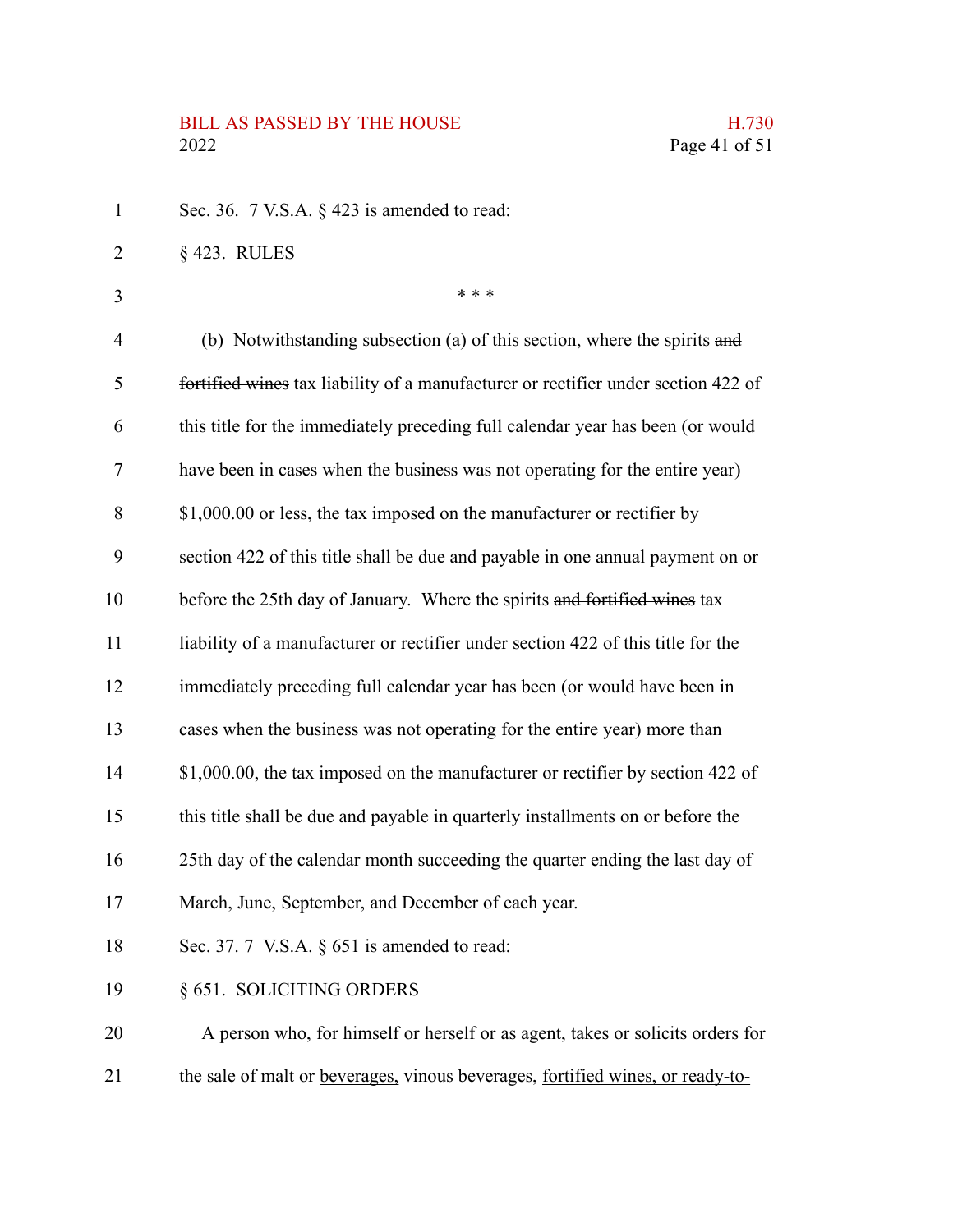Sec. 36. 7 V.S.A. § 423 is amended to read:

§ 423. RULES

\* \* \*

(b) Notwithstanding subsection (a) of this section, where the spirits ~~and fortified wines~~ tax liability of a manufacturer or rectifier under section 422 of this title for the immediately preceding full calendar year has been (or would have been in cases when the business was not operating for the entire year) $1,000.00 or less, the tax imposed on the manufacturer or rectifier by section 422 of this title shall be due and payable in one annual payment on or before the 25th day of January. Where the spirits ~~and fortified wines~~ tax liability of a manufacturer or rectifier under section 422 of this title for the immediately preceding full calendar year has been (or would have been in cases when the business was not operating for the entire year) more than $1,000.00, the tax imposed on the manufacturer or rectifier by section 422 of this title shall be due and payable in quarterly installments on or before the 25th day of the calendar month succeeding the quarter ending the last day of March, June, September, and December of each year.

Sec. 37. 7 V.S.A. § 651 is amended to read:

§ 651. SOLICITING ORDERS

A person who, for himself or herself or as agent, takes or solicits orders for the sale of malt ~~or~~ <u>beverages,</u> vinous beverages, <u>fortified wines, or ready-to-</u>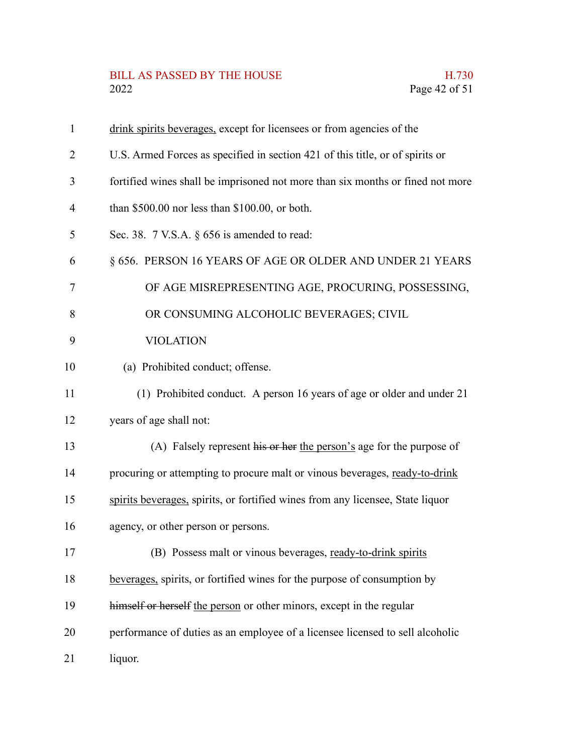drink spirits beverages, except for licensees or from agencies of the U.S. Armed Forces as specified in section 421 of this title, or of spirits or fortified wines shall be imprisoned not more than six months or fined not more than $500.00 nor less than $100.00, or both.

Sec. 38. 7 V.S.A. § 656 is amended to read:

§ 656. PERSON 16 YEARS OF AGE OR OLDER AND UNDER 21 YEARS OF AGE MISREPRESENTING AGE, PROCURING, POSSESSING, OR CONSUMING ALCOHOLIC BEVERAGES; CIVIL VIOLATION

(a) Prohibited conduct; offense.

(1) Prohibited conduct. A person 16 years of age or older and under 21 years of age shall not:

(A) Falsely represent ~~his or her~~ the person's age for the purpose of procuring or attempting to procure malt or vinous beverages, ready-to-drink spirits beverages, spirits, or fortified wines from any licensee, State liquor agency, or other person or persons.

(B) Possess malt or vinous beverages, ready-to-drink spirits beverages, spirits, or fortified wines for the purpose of consumption by ~~himself or herself~~ the person or other minors, except in the regular performance of duties as an employee of a licensee licensed to sell alcoholic liquor.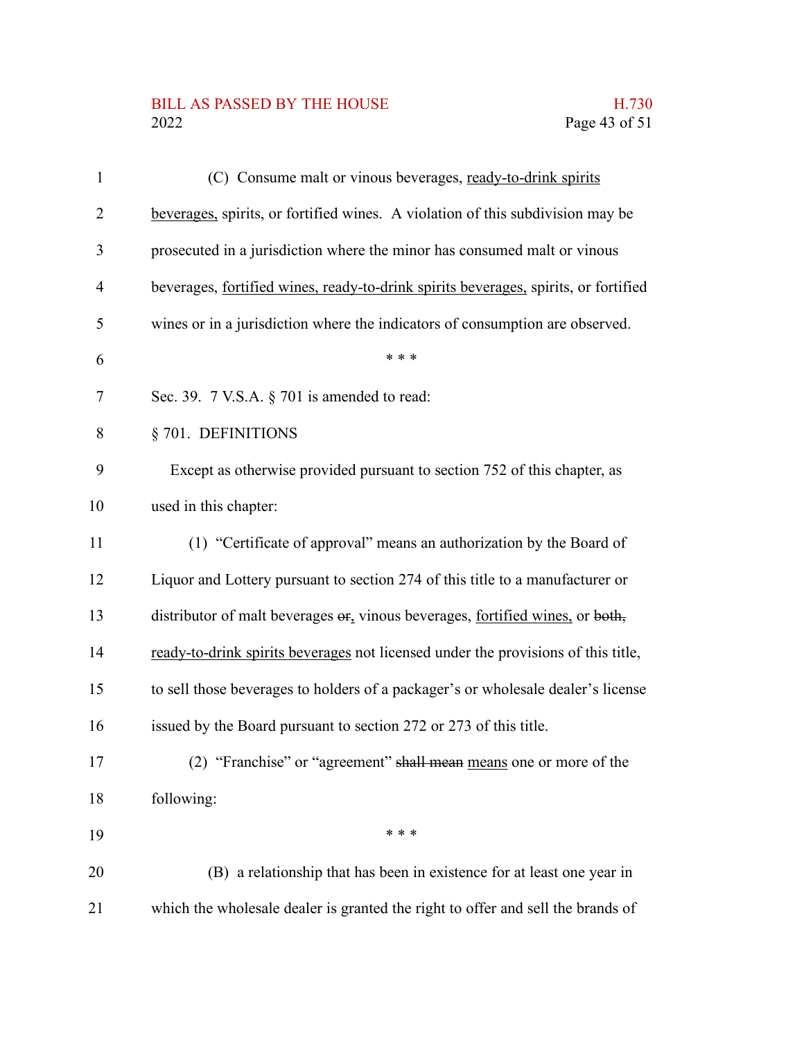(C) Consume malt or vinous beverages, <u>ready-to-drink spirits beverages,</u> spirits, or fortified wines. A violation of this subdivision may be prosecuted in a jurisdiction where the minor has consumed malt or vinous beverages, <u>fortified wines, ready-to-drink spirits beverages,</u> spirits, or fortified wines or in a jurisdiction where the indicators of consumption are observed.

\* \* \*

Sec. 39. 7 V.S.A. § 701 is amended to read:

§ 701. DEFINITIONS

Except as otherwise provided pursuant to section 752 of this chapter, as used in this chapter:

(1) "Certificate of approval" means an authorization by the Board of Liquor and Lottery pursuant to section 274 of this title to a manufacturer or distributor of malt beverages ~~or~~<u>,</u> vinous beverages, <u>fortified wines,</u> or ~~both,~~ <u>ready-to-drink spirits beverages</u> not licensed under the provisions of this title, to sell those beverages to holders of a packager's or wholesale dealer's license issued by the Board pursuant to section 272 or 273 of this title.

(2) "Franchise" or "agreement" ~~shall mean~~ <u>means</u> one or more of the following:

\* \* \*

(B) a relationship that has been in existence for at least one year in which the wholesale dealer is granted the right to offer and sell the brands of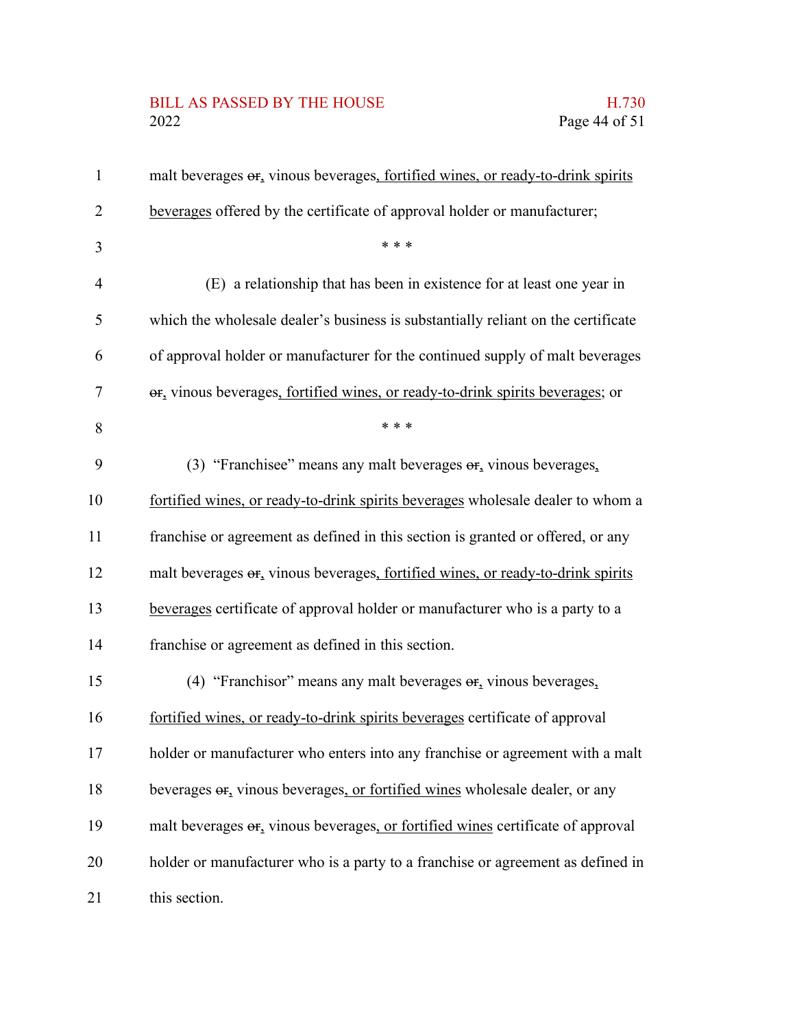malt beverages ~~or~~, vinous beverages, fortified wines, or ready-to-drink spirits beverages offered by the certificate of approval holder or manufacturer;

\* \* \*

(E) a relationship that has been in existence for at least one year in which the wholesale dealer's business is substantially reliant on the certificate of approval holder or manufacturer for the continued supply of malt beverages ~~or~~, vinous beverages, fortified wines, or ready-to-drink spirits beverages; or

\* \* \*

(3) "Franchisee" means any malt beverages ~~or~~, vinous beverages, fortified wines, or ready-to-drink spirits beverages wholesale dealer to whom a franchise or agreement as defined in this section is granted or offered, or any malt beverages ~~or~~, vinous beverages, fortified wines, or ready-to-drink spirits beverages certificate of approval holder or manufacturer who is a party to a franchise or agreement as defined in this section.

(4) "Franchisor" means any malt beverages ~~or~~, vinous beverages, fortified wines, or ready-to-drink spirits beverages certificate of approval holder or manufacturer who enters into any franchise or agreement with a malt beverages ~~or~~, vinous beverages, or fortified wines wholesale dealer, or any malt beverages ~~or~~, vinous beverages, or fortified wines certificate of approval holder or manufacturer who is a party to a franchise or agreement as defined in this section.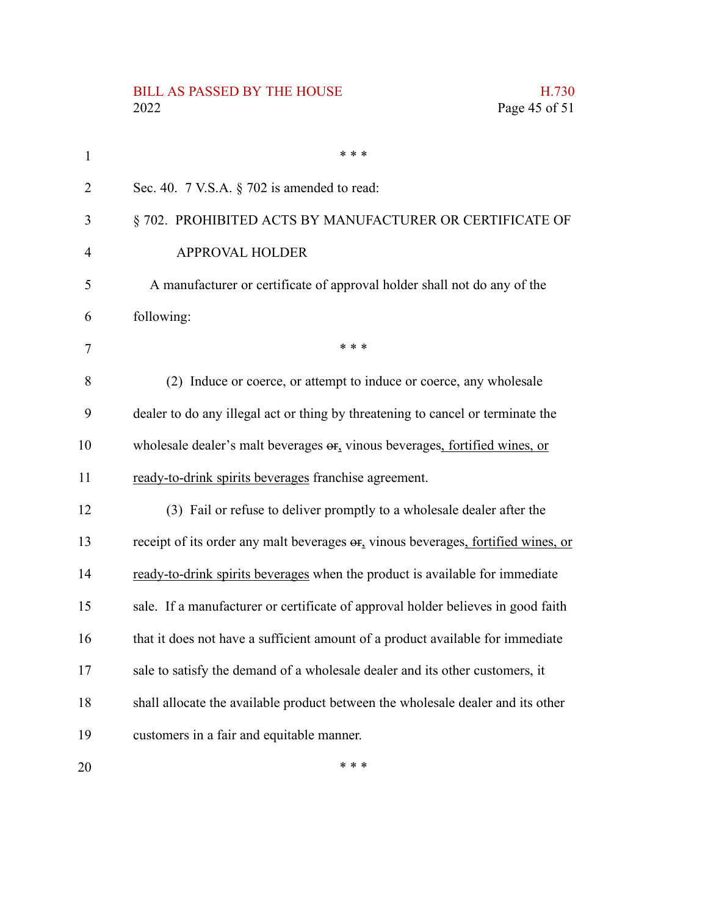\* \* \*

Sec. 40. 7 V.S.A. § 702 is amended to read:

§ 702. PROHIBITED ACTS BY MANUFACTURER OR CERTIFICATE OF APPROVAL HOLDER

A manufacturer or certificate of approval holder shall not do any of the following:

\* \* \*

(2) Induce or coerce, or attempt to induce or coerce, any wholesale dealer to do any illegal act or thing by threatening to cancel or terminate the wholesale dealer's malt beverages ~~or~~, vinous beverages<u>, fortified wines, or ready-to-drink spirits beverages</u> franchise agreement.

(3) Fail or refuse to deliver promptly to a wholesale dealer after the receipt of its order any malt beverages ~~or~~, vinous beverages<u>, fortified wines, or ready-to-drink spirits beverages</u> when the product is available for immediate sale. If a manufacturer or certificate of approval holder believes in good faith that it does not have a sufficient amount of a product available for immediate sale to satisfy the demand of a wholesale dealer and its other customers, it shall allocate the available product between the wholesale dealer and its other customers in a fair and equitable manner.

\* \* \*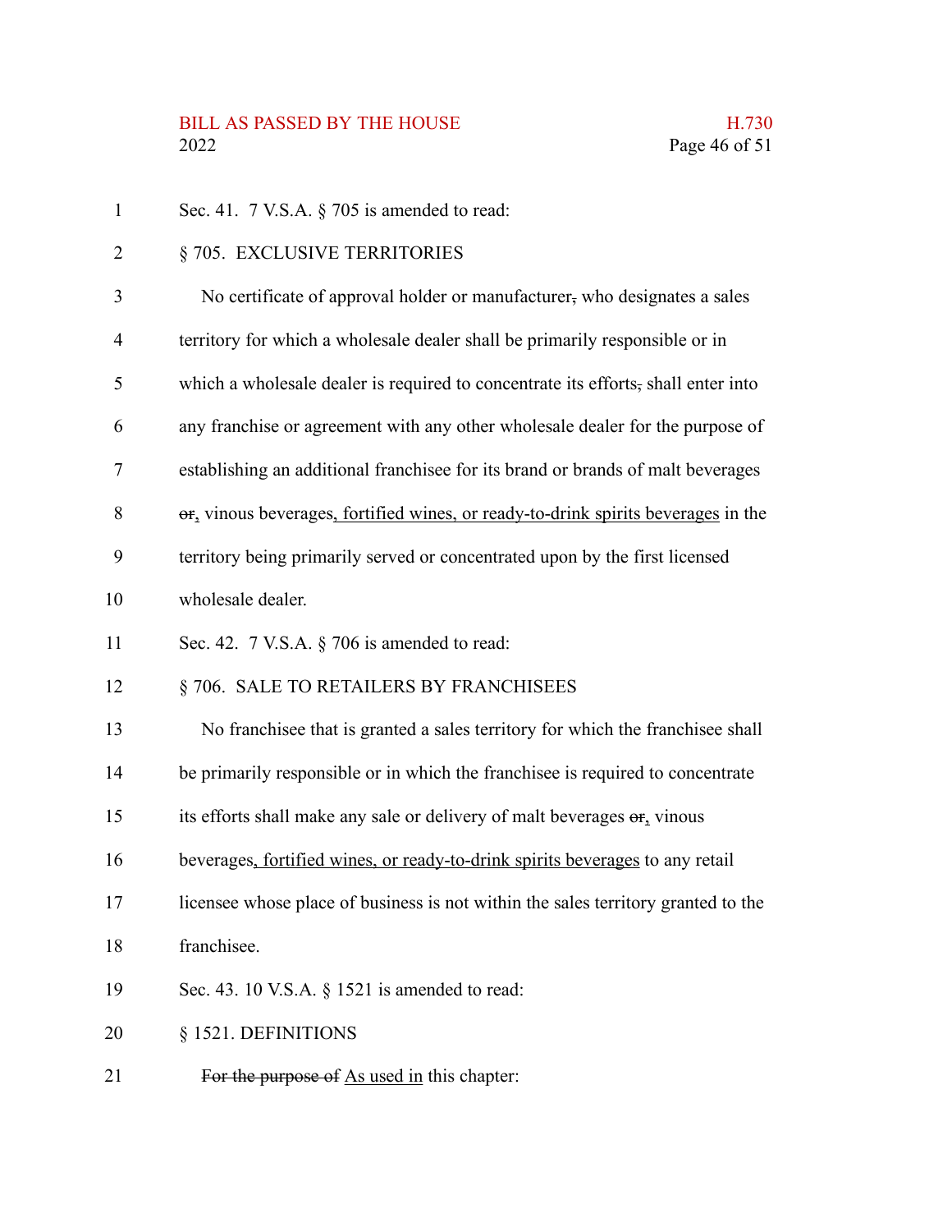Sec. 41. 7 V.S.A. § 705 is amended to read:

§ 705. EXCLUSIVE TERRITORIES

No certificate of approval holder or manufacturer~~,~~ who designates a sales territory for which a wholesale dealer shall be primarily responsible or in which a wholesale dealer is required to concentrate its efforts~~,~~ shall enter into any franchise or agreement with any other wholesale dealer for the purpose of establishing an additional franchisee for its brand or brands of malt beverages ~~or~~, vinous beverages<u>, fortified wines, or ready-to-drink spirits beverages</u> in the territory being primarily served or concentrated upon by the first licensed wholesale dealer.

Sec. 42. 7 V.S.A. § 706 is amended to read:

§ 706. SALE TO RETAILERS BY FRANCHISEES

No franchisee that is granted a sales territory for which the franchisee shall be primarily responsible or in which the franchisee is required to concentrate its efforts shall make any sale or delivery of malt beverages ~~or~~, vinous beverages<u>, fortified wines, or ready-to-drink spirits beverages</u> to any retail licensee whose place of business is not within the sales territory granted to the franchisee.

Sec. 43. 10 V.S.A. § 1521 is amended to read:

§ 1521. DEFINITIONS

~~For the purpose of~~ <u>As used in</u> this chapter: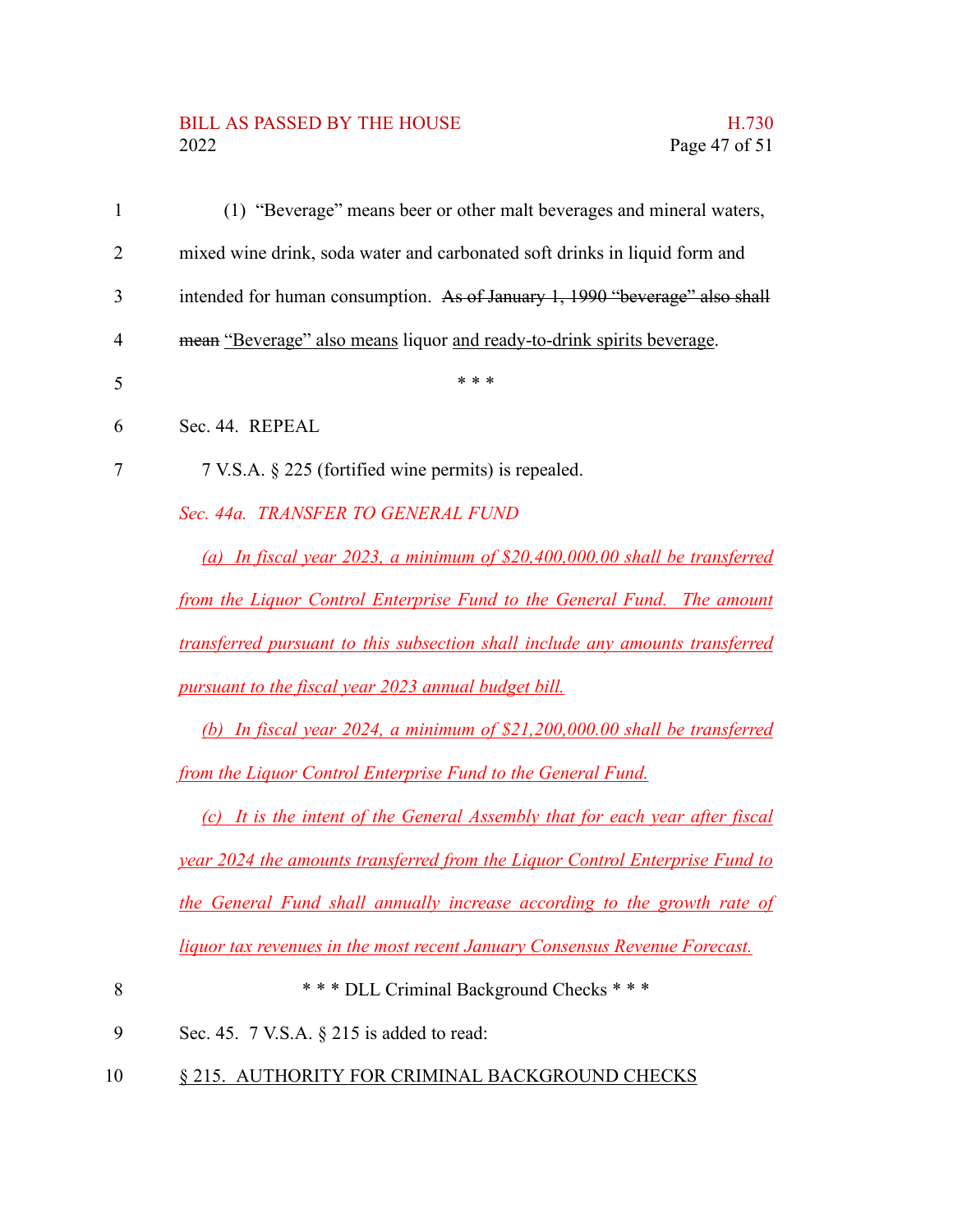(1) "Beverage" means beer or other malt beverages and mineral waters, mixed wine drink, soda water and carbonated soft drinks in liquid form and intended for human consumption. ~~As of January 1, 1990 "beverage" also shall mean~~ "Beverage" also means liquor and ready-to-drink spirits beverage.

\* \* \*

Sec. 44. REPEAL

7 V.S.A. § 225 (fortified wine permits) is repealed.

*Sec. 44a. TRANSFER TO GENERAL FUND*

*(a) In fiscal year 2023, a minimum of $20,400,000.00 shall be transferred from the Liquor Control Enterprise Fund to the General Fund. The amount transferred pursuant to this subsection shall include any amounts transferred pursuant to the fiscal year 2023 annual budget bill.*

*(b) In fiscal year 2024, a minimum of $21,200,000.00 shall be transferred from the Liquor Control Enterprise Fund to the General Fund.*

*(c) It is the intent of the General Assembly that for each year after fiscal year 2024 the amounts transferred from the Liquor Control Enterprise Fund to the General Fund shall annually increase according to the growth rate of liquor tax revenues in the most recent January Consensus Revenue Forecast.*

\* \* \* DLL Criminal Background Checks \* \* \*

Sec. 45. 7 V.S.A. § 215 is added to read:

§ 215. AUTHORITY FOR CRIMINAL BACKGROUND CHECKS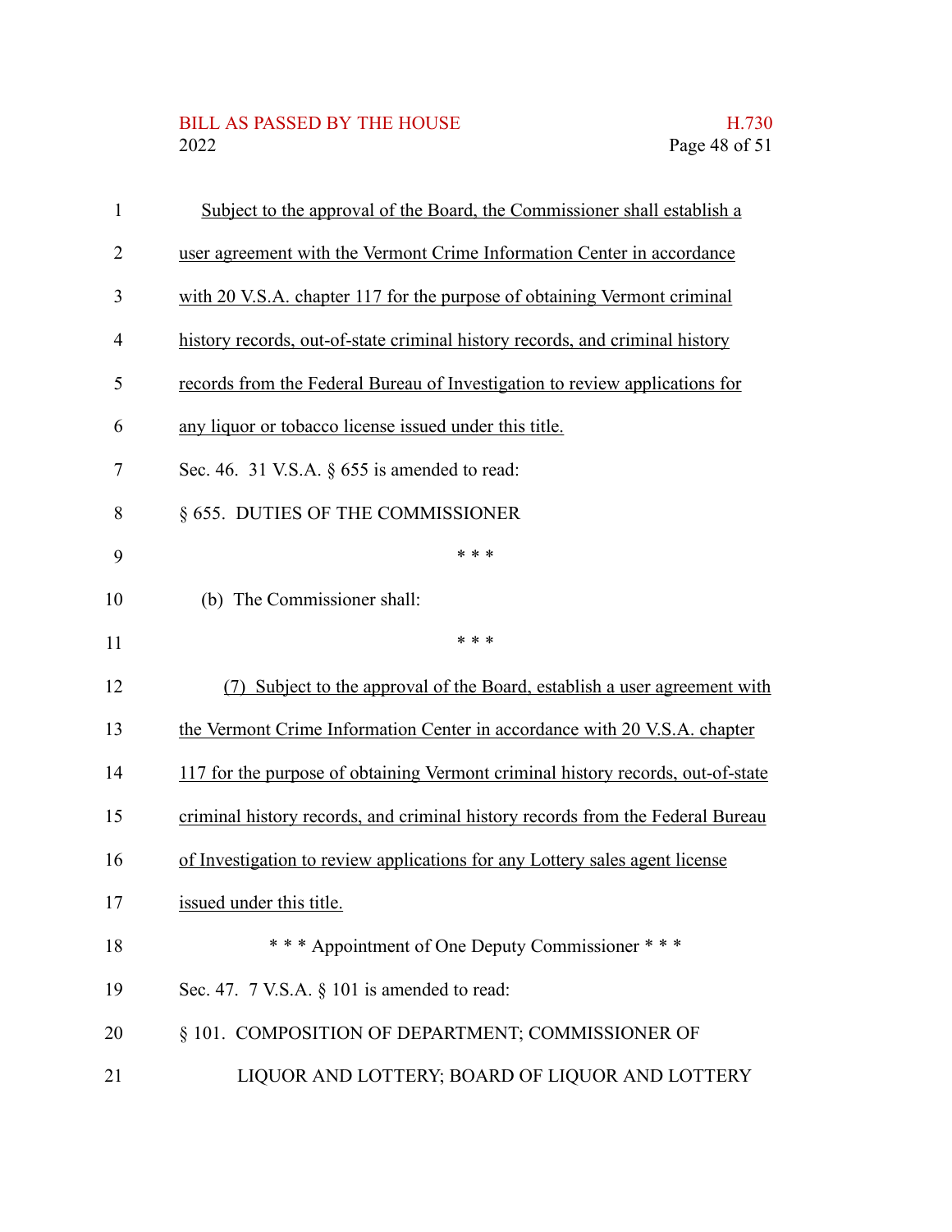Subject to the approval of the Board, the Commissioner shall establish a user agreement with the Vermont Crime Information Center in accordance with 20 V.S.A. chapter 117 for the purpose of obtaining Vermont criminal history records, out-of-state criminal history records, and criminal history records from the Federal Bureau of Investigation to review applications for any liquor or tobacco license issued under this title.

Sec. 46. 31 V.S.A. § 655 is amended to read:

§ 655. DUTIES OF THE COMMISSIONER

\* \* \*

(b) The Commissioner shall:

\* \* \*

(7) Subject to the approval of the Board, establish a user agreement with the Vermont Crime Information Center in accordance with 20 V.S.A. chapter 117 for the purpose of obtaining Vermont criminal history records, out-of-state criminal history records, and criminal history records from the Federal Bureau of Investigation to review applications for any Lottery sales agent license issued under this title.

\* \* \* Appointment of One Deputy Commissioner \* \* \*

Sec. 47. 7 V.S.A. § 101 is amended to read:

§ 101. COMPOSITION OF DEPARTMENT; COMMISSIONER OF LIQUOR AND LOTTERY; BOARD OF LIQUOR AND LOTTERY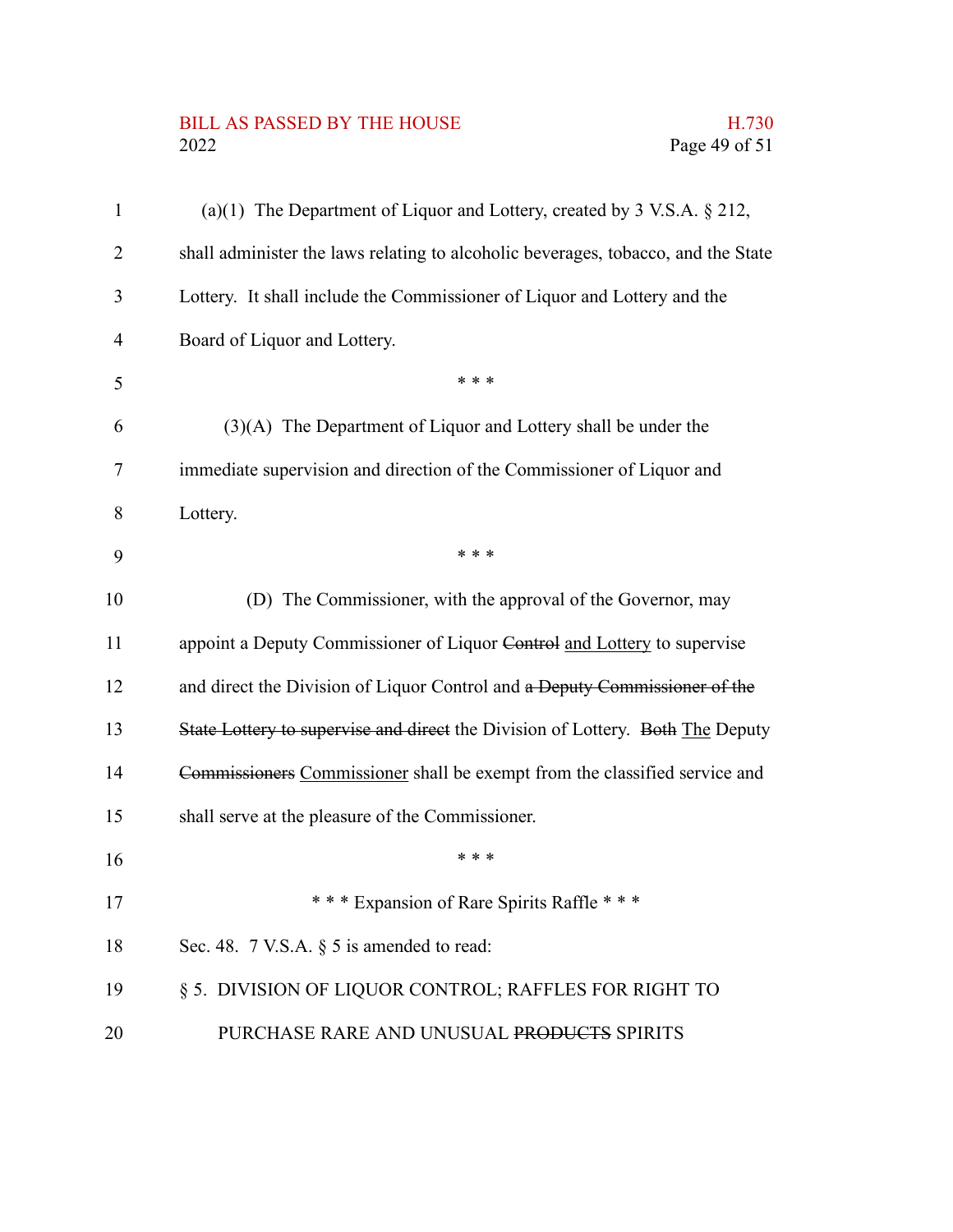(a)(1) The Department of Liquor and Lottery, created by 3 V.S.A. § 212, shall administer the laws relating to alcoholic beverages, tobacco, and the State Lottery. It shall include the Commissioner of Liquor and Lottery and the Board of Liquor and Lottery.

\* \* \*

(3)(A) The Department of Liquor and Lottery shall be under the immediate supervision and direction of the Commissioner of Liquor and Lottery.

\* \* \*

(D) The Commissioner, with the approval of the Governor, may appoint a Deputy Commissioner of Liquor ~~Control~~ <u>and Lottery</u> to supervise and direct the Division of Liquor Control and ~~a Deputy Commissioner of the State Lottery to supervise and direct~~ the Division of Lottery. ~~Both~~ <u>The</u> Deputy ~~Commissioners~~ <u>Commissioner</u> shall be exempt from the classified service and shall serve at the pleasure of the Commissioner.

\* \* \*

\* \* \* Expansion of Rare Spirits Raffle \* \* \*

Sec. 48. 7 V.S.A. § 5 is amended to read:

§ 5. DIVISION OF LIQUOR CONTROL; RAFFLES FOR RIGHT TO PURCHASE RARE AND UNUSUAL ~~PRODUCTS~~ SPIRITS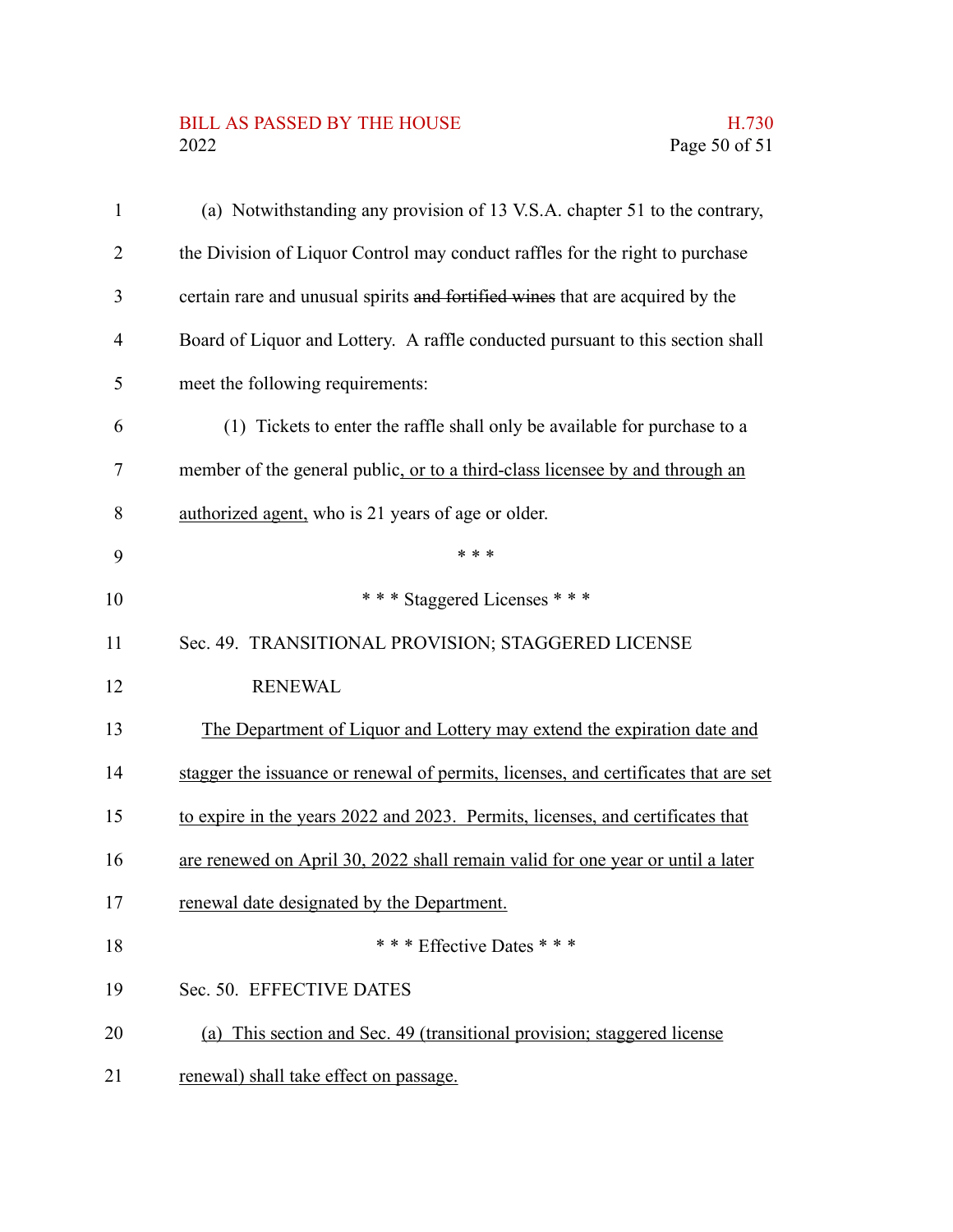(a) Notwithstanding any provision of 13 V.S.A. chapter 51 to the contrary, the Division of Liquor Control may conduct raffles for the right to purchase certain rare and unusual spirits ~~and fortified wines~~ that are acquired by the Board of Liquor and Lottery. A raffle conducted pursuant to this section shall meet the following requirements:

(1) Tickets to enter the raffle shall only be available for purchase to a member of the general public<u>, or to a third-class licensee by and through an authorized agent,</u> who is 21 years of age or older.

\* \* \*

\* \* \* Staggered Licenses \* \* \*

Sec. 49. TRANSITIONAL PROVISION; STAGGERED LICENSE RENEWAL

<u>The Department of Liquor and Lottery may extend the expiration date and stagger the issuance or renewal of permits, licenses, and certificates that are set to expire in the years 2022 and 2023. Permits, licenses, and certificates that are renewed on April 30, 2022 shall remain valid for one year or until a later renewal date designated by the Department.</u>

\* \* \* Effective Dates \* \* \*

Sec. 50. EFFECTIVE DATES

<u>(a) This section and Sec. 49 (transitional provision; staggered license renewal) shall take effect on passage.</u>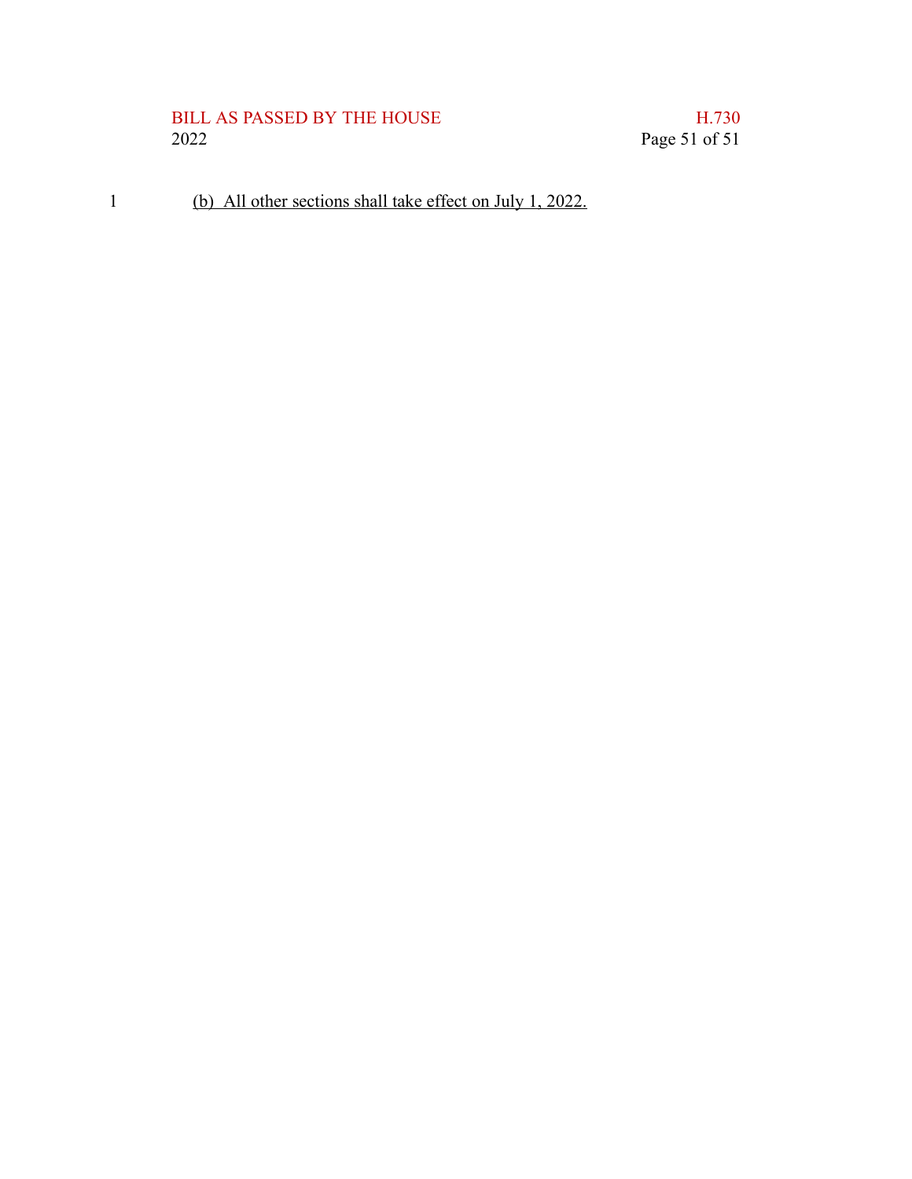(b) All other sections shall take effect on July 1, 2022.